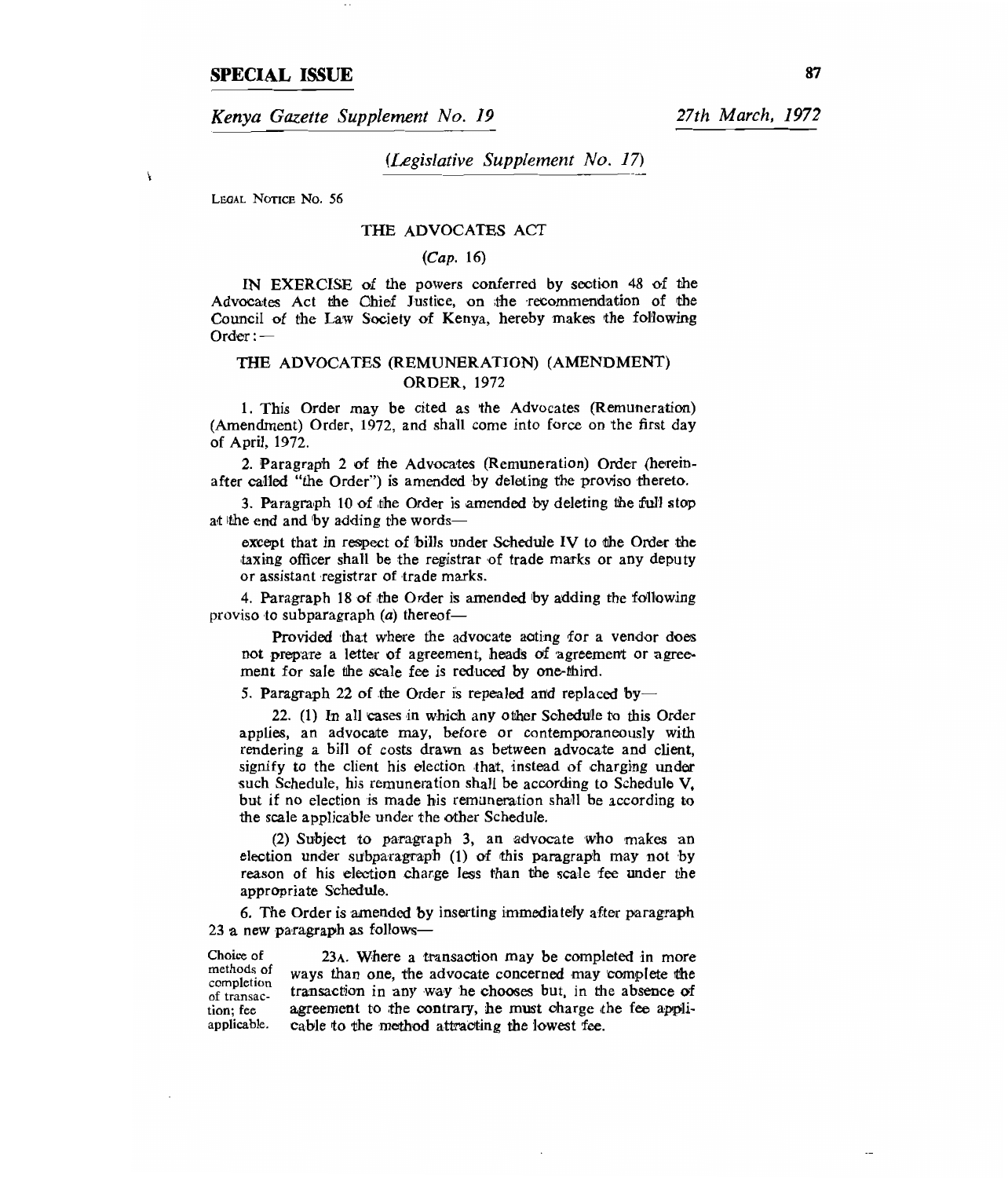**SPECIAL ISSUE**

*Kenya Gazette Supplement No. 19* — *27th March, 1972*

*(Legislative Supplement No. 17)*

LEGAL NOTICE NO. 56

## THE ADVOCATES ACT

*(Cap. 16)*

IN EXERCISE of the powers conferred by section 48 of the Advocates Act the Chief Justice, on the recommendation of the Council of the Law Society of Kenya, hereby makes the following Order:—

## THE ADVOCATES (REMUNERATION) (AMENDMENT) ORDER, 1972

1. This Order may be cited as the Advocates (Remuneration) (Amendment) Order, 1972, and shall come into force on the first day of April, 1972.

2. Paragraph 2 of the Advocates (Remuneration) Order (hereinafter called "the Order") is amended by deleting the proviso thereto.

3. Paragraph 10 of the Order is amended by deleting the full stop at the end and by adding the words—

> except that in respect of bills under Schedule IV to the Order the taxing officer shall be the registrar of trade marks or any deputy or assistant registrar of trade marks.

4. Paragraph 18 of the Order is amended by adding the following proviso to subparagraph (*a*) thereof—

> Provided that where the advocate acting for a vendor does not prepare a letter of agreement, heads of agreement or agreement for sale the scale fee is reduced by one-third.

5. Paragraph 22 of the Order is repealed and replaced by—

> 22. (1) In all cases in which any other Schedule to this Order applies, an advocate may, before or contemporaneously with rendering a bill of costs drawn as between advocate and client, signify to the client his election that, instead of charging under such Schedule, his remuneration shall be according to Schedule V, but if no election is made his remuneration shall be according to the scale applicable under the other Schedule.
>
> (2) Subject to paragraph 3, an advocate who makes an election under subparagraph (1) of this paragraph may not by reason of his election charge less than the scale fee under the appropriate Schedule.

6. The Order is amended by inserting immediately after paragraph 23 a new paragraph as follows—

> *Choice of methods of completion of transaction; fee applicable.*
>
> 23A. Where a transaction may be completed in more ways than one, the advocate concerned may complete the transaction in any way he chooses but, in the absence of agreement to the contrary, he must charge the fee applicable to the method attracting the lowest fee.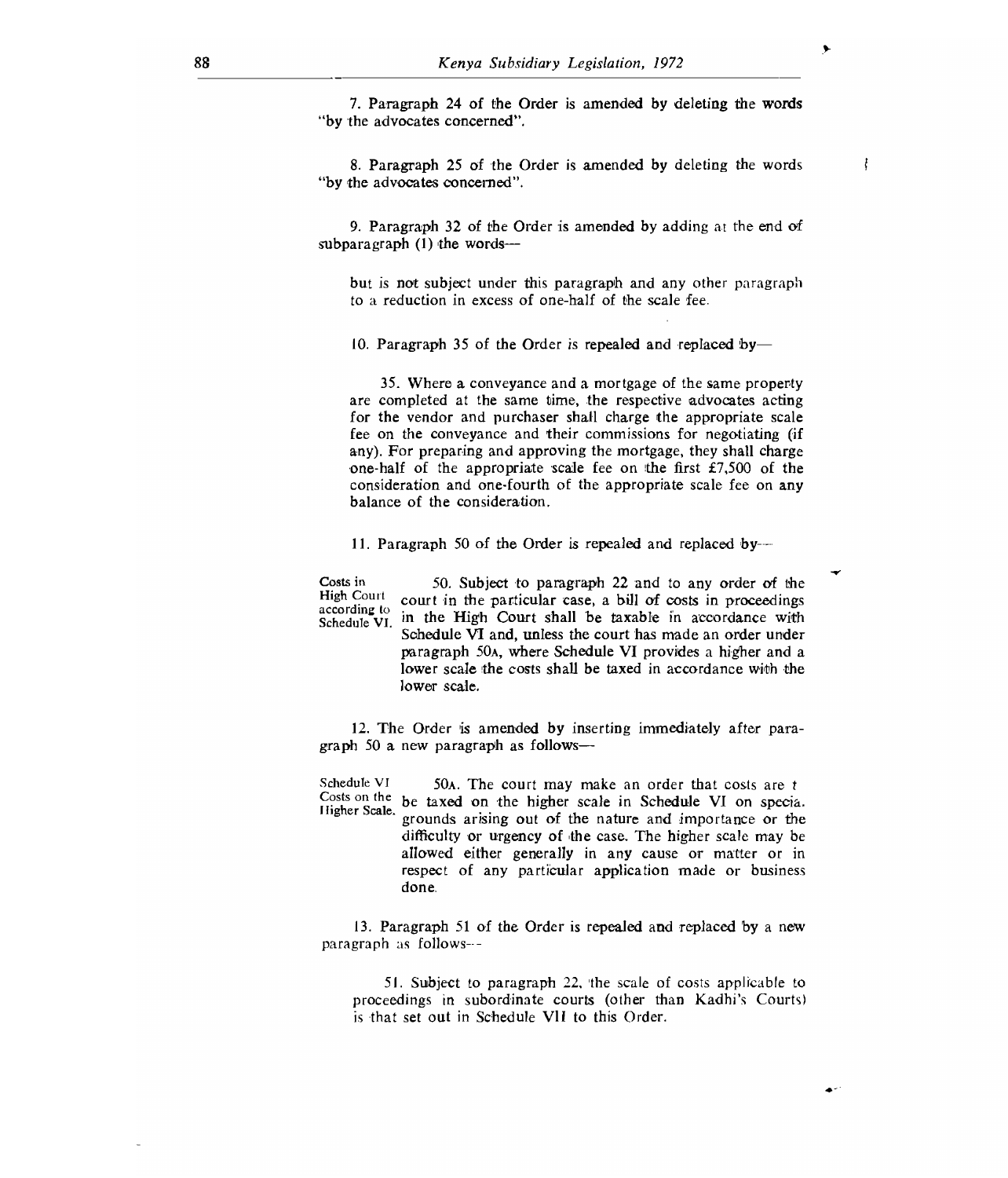7. Paragraph 24 of the Order is amended by deleting the words "by the advocates concerned".

8. Paragraph 25 of the Order is amended by deleting the words "by the advocates concerned".

9. Paragraph 32 of the Order is amended by adding at the end of subparagraph (1) the words—

> but is not subject under this paragraph and any other paragraph to a reduction in excess of one-half of the scale fee.

10. Paragraph 35 of the Order is repealed and replaced by—

> 35. Where a conveyance and a mortgage of the same property are completed at the same time, the respective advocates acting for the vendor and purchaser shall charge the appropriate scale fee on the conveyance and their commissions for negotiating (if any). For preparing and approving the mortgage, they shall charge one-half of the appropriate scale fee on the first £7,500 of the consideration and one-fourth of the appropriate scale fee on any balance of the consideration.

11. Paragraph 50 of the Order is repealed and replaced by—

> *Costs in High Court according to Schedule VI.*
>
> 50. Subject to paragraph 22 and to any order of the court in the particular case, a bill of costs in proceedings in the High Court shall be taxable in accordance with Schedule VI and, unless the court has made an order under paragraph 50A, where Schedule VI provides a higher and a lower scale the costs shall be taxed in accordance with the lower scale.

12. The Order is amended by inserting immediately after paragraph 50 a new paragraph as follows—

> *Schedule VI Costs on the Higher Scale.*
>
> 50A. The court may make an order that costs are t be taxed on the higher scale in Schedule VI on specia. grounds arising out of the nature and importance or the difficulty or urgency of the case. The higher scale may be allowed either generally in any cause or matter or in respect of any particular application made or business done.

13. Paragraph 51 of the Order is repealed and replaced by a new paragraph as follows—

> 51. Subject to paragraph 22, the scale of costs applicable to proceedings in subordinate courts (other than Kadhi's Courts) is that set out in Schedule VII to this Order.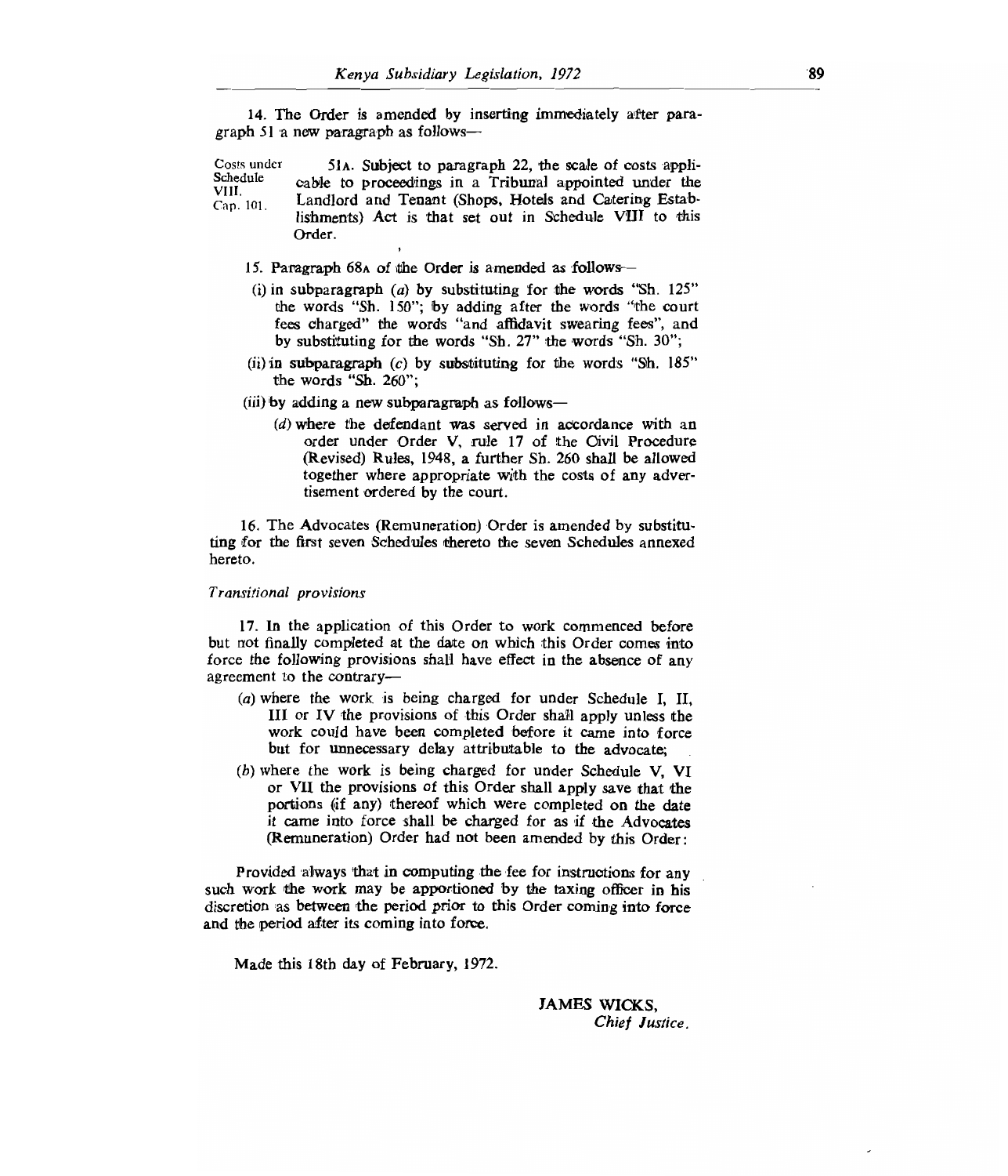14. The Order is amended by inserting immediately after paragraph 51 a new paragraph as follows—

Costs under Schedule VIII. Cap. 101.

51A. Subject to paragraph 22, the scale of costs applicable to proceedings in a Tribunal appointed under the Landlord and Tenant (Shops, Hotels and Catering Establishments) Act is that set out in Schedule VIII to this Order.

15. Paragraph 68A of the Order is amended as follows—

(i) in subparagraph (*a*) by substituting for the words "Sh. 125" the words "Sh. 150"; by adding after the words "the court fees charged" the words "and affidavit swearing fees", and by substituting for the words "Sh. 27" the words "Sh. 30";

(ii) in subparagraph (*c*) by substituting for the words "Sh. 185" the words "Sh. 260";

(iii) by adding a new subparagraph as follows—

(*d*) where the defendant was served in accordance with an order under Order V, rule 17 of the Civil Procedure (Revised) Rules, 1948, a further Sh. 260 shall be allowed together where appropriate with the costs of any advertisement ordered by the court.

16. The Advocates (Remuneration) Order is amended by substituting for the first seven Schedules thereto the seven Schedules annexed hereto.

*Transitional provisions*

17. In the application of this Order to work commenced before but not finally completed at the date on which this Order comes into force the following provisions shall have effect in the absence of any agreement to the contrary—

(*a*) where the work is being charged for under Schedule I, II, III or IV the provisions of this Order shall apply unless the work could have been completed before it came into force but for unnecessary delay attributable to the advocate;

(*b*) where the work is being charged for under Schedule V, VI or VII the provisions of this Order shall apply save that the portions (if any) thereof which were completed on the date it came into force shall be charged for as if the Advocates (Remuneration) Order had not been amended by this Order:

Provided always that in computing the fee for instructions for any such work the work may be apportioned by the taxing officer in his discretion as between the period prior to this Order coming into force and the period after its coming into force.

Made this 18th day of February, 1972.

JAMES WICKS,
*Chief Justice.*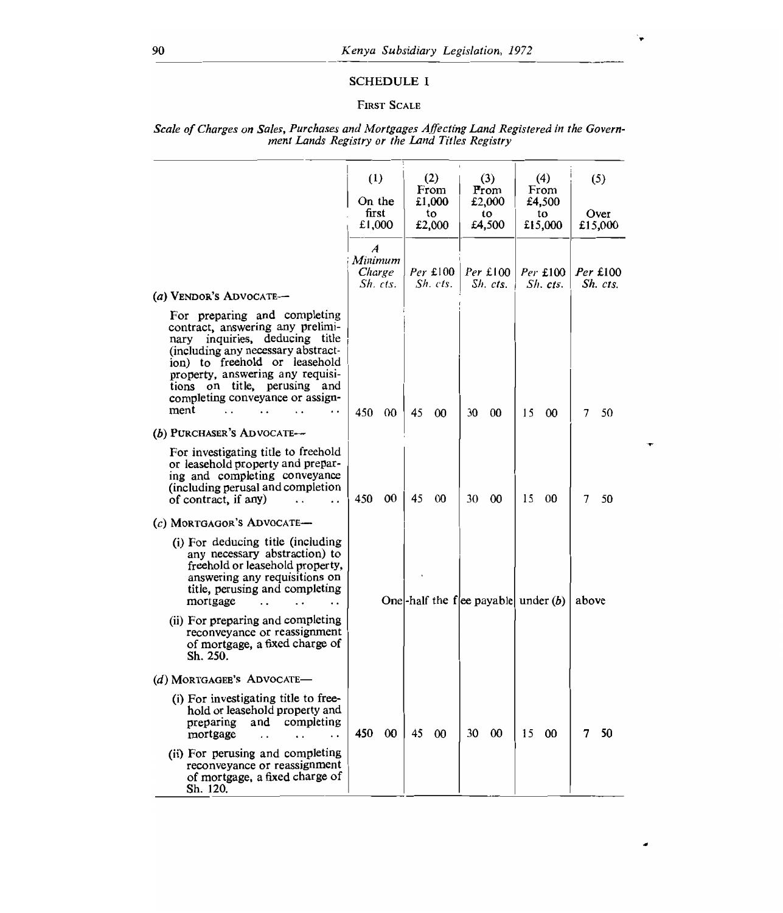# SCHEDULE I

## First Scale

*Scale of Charges on Sales, Purchases and Mortgages Affecting Land Registered in the Government Lands Registry or the Land Titles Registry*

| | (1) On the first £1,000 | (2) From £1,000 to £2,000 | (3) From £2,000 to £4,500 | (4) From £4,500 to £15,000 | (5) Over £15,000 |
|---|---|---|---|---|---|
| | *A Minimum Charge Sh. cts.* | *Per £100 Sh. cts.* | *Per £100 Sh. cts.* | *Per £100 Sh. cts.* | *Per £100 Sh. cts.* |
| (*a*) Vendor's Advocate— | | | | | |
| For preparing and completing contract, answering any preliminary inquiries, deducing title (including any necessary abstraction) to freehold or leasehold property, answering any requisitions on title, perusing and completing conveyance or assignment .. .. .. .. | 450 00 | 45 00 | 30 00 | 15 00 | 7 50 |
| (*b*) Purchaser's Advocate— | | | | | |
| For investigating title to freehold or leasehold property and preparing and completing conveyance (including perusal and completion of contract, if any) .. .. | 450 00 | 45 00 | 30 00 | 15 00 | 7 50 |
| (*c*) Mortgagor's Advocate— | | | | | |
| (i) For deducing title (including any necessary abstraction) to freehold or leasehold property, answering any requisitions on title, perusing and completing mortgage .. .. .. | One-half the fee payable under (*b*) above | | | | |
| (ii) For preparing and completing reconveyance or reassignment of mortgage, a fixed charge of Sh. 250. | | | | | |
| (*d*) Mortgagee's Advocate— | | | | | |
| (i) For investigating title to freehold or leasehold property and preparing and completing mortgage .. .. .. | 450 00 | 45 00 | 30 00 | 15 00 | 7 50 |
| (ii) For perusing and completing reconveyance or reassignment of mortgage, a fixed charge of Sh. 120. | | | | | |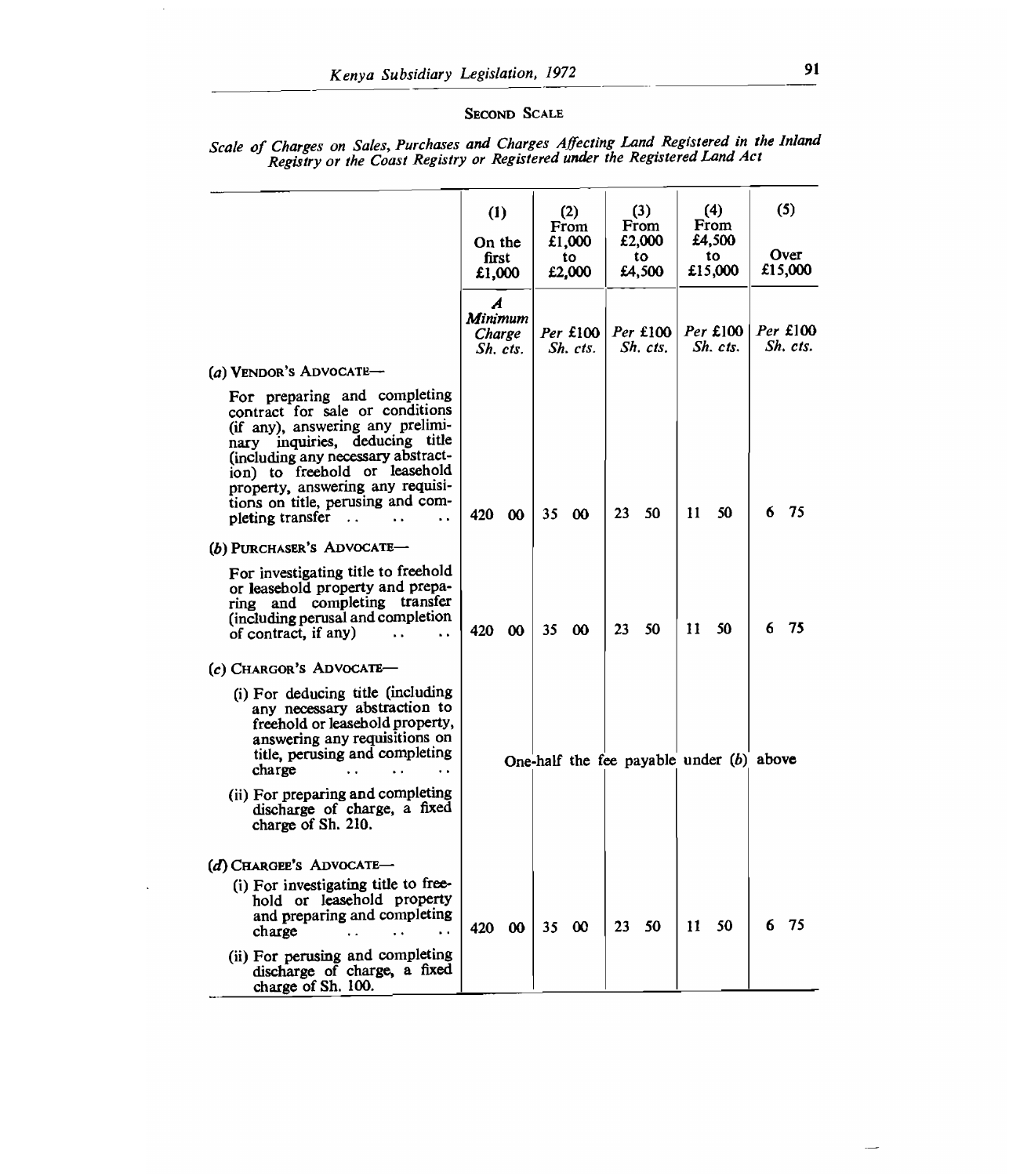## SECOND SCALE

*Scale of Charges on Sales, Purchases and Charges Affecting Land Registered in the Inland Registry or the Coast Registry or Registered under the Registered Land Act*

| | (1) On the first £1,000 | (2) From £1,000 to £2,000 | (3) From £2,000 to £4,500 | (4) From £4,500 to £15,000 | (5) Over £15,000 |
|---|---|---|---|---|---|
| | *A Minimum Charge Sh. cts.* | *Per £100 Sh. cts.* | *Per £100 Sh. cts.* | *Per £100 Sh. cts.* | *Per £100 Sh. cts.* |
| (*a*) VENDOR'S ADVOCATE— | | | | | |
| For preparing and completing contract for sale or conditions (if any), answering any preliminary inquiries, deducing title (including any necessary abstraction) to freehold or leasehold property, answering any requisitions on title, perusing and completing transfer .. .. .. | 420 00 | 35 00 | 23 50 | 11 50 | 6 75 |
| (*b*) PURCHASER'S ADVOCATE— | | | | | |
| For investigating title to freehold or leasehold property and preparing and completing transfer (including perusal and completion of contract, if any) .. .. | 420 00 | 35 00 | 23 50 | 11 50 | 6 75 |
| (*c*) CHARGOR'S ADVOCATE— | | | | | |
| (i) For deducing title (including any necessary abstraction to freehold or leasehold property, answering any requisitions on title, perusing and completing charge .. .. .. | One-half the fee payable under (*b*) above | | | | |
| (ii) For preparing and completing discharge of charge, a fixed charge of Sh. 210. | | | | | |
| (*d*) CHARGEE'S ADVOCATE— | | | | | |
| (i) For investigating title to freehold or leasehold property and preparing and completing charge .. .. .. | 420 00 | 35 00 | 23 50 | 11 50 | 6 75 |
| (ii) For perusing and completing discharge of charge, a fixed charge of Sh. 100. | | | | | |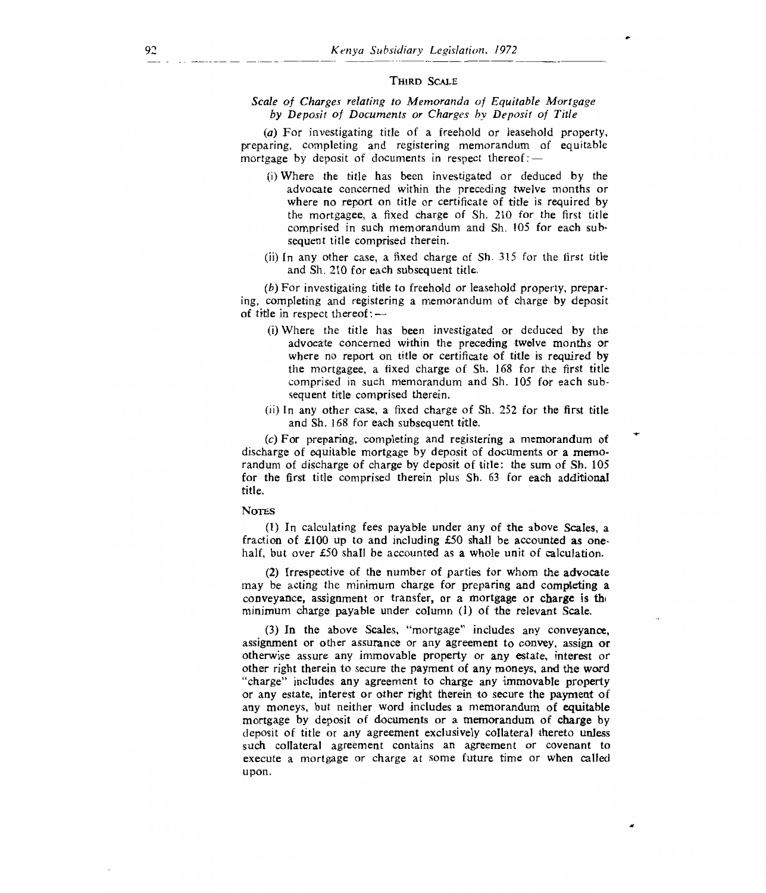### THIRD SCALE

*Scale of Charges relating to Memoranda of Equitable Mortgage by Deposit of Documents or Charges by Deposit of Title*

(*a*) For investigating title of a freehold or leasehold property, preparing, completing and registering memorandum of equitable mortgage by deposit of documents in respect thereof:—

(i) Where the title has been investigated or deduced by the advocate concerned within the preceding twelve months or where no report on title or certificate of title is required by the mortgagee, a fixed charge of Sh. 210 for the first title comprised in such memorandum and Sh. 105 for each subsequent title comprised therein.

(ii) In any other case, a fixed charge of Sh. 315 for the first title and Sh. 210 for each subsequent title.

(*b*) For investigating title to freehold or leasehold property, preparing, completing and registering a memorandum of charge by deposit of title in respect thereof:—

(i) Where the title has been investigated or deduced by the advocate concerned within the preceding twelve months or where no report on title or certificate of title is required by the mortgagee, a fixed charge of Sh. 168 for the first title comprised in such memorandum and Sh. 105 for each subsequent title comprised therein.

(ii) In any other case, a fixed charge of Sh. 252 for the first title and Sh. 168 for each subsequent title.

(*c*) For preparing, completing and registering a memorandum of discharge of equitable mortgage by deposit of documents or a memorandum of discharge of charge by deposit of title: the sum of Sh. 105 for the first title comprised therein plus Sh. 63 for each additional title.

NOTES

(1) In calculating fees payable under any of the above Scales, a fraction of £100 up to and including £50 shall be accounted as one-half, but over £50 shall be accounted as a whole unit of calculation.

(2) Irrespective of the number of parties for whom the advocate may be acting the minimum charge for preparing and completing a conveyance, assignment or transfer, or a mortgage or charge is the minimum charge payable under column (1) of the relevant Scale.

(3) In the above Scales, "mortgage" includes any conveyance, assignment or other assurance or any agreement to convey, assign or otherwise assure any immovable property or any estate, interest or other right therein to secure the payment of any moneys, and the word "charge" includes any agreement to charge any immovable property or any estate, interest or other right therein to secure the payment of any moneys, but neither word includes a memorandum of equitable mortgage by deposit of documents or a memorandum of charge by deposit of title or any agreement exclusively collateral thereto unless such collateral agreement contains an agreement or covenant to execute a mortgage or charge at some future time or when called upon.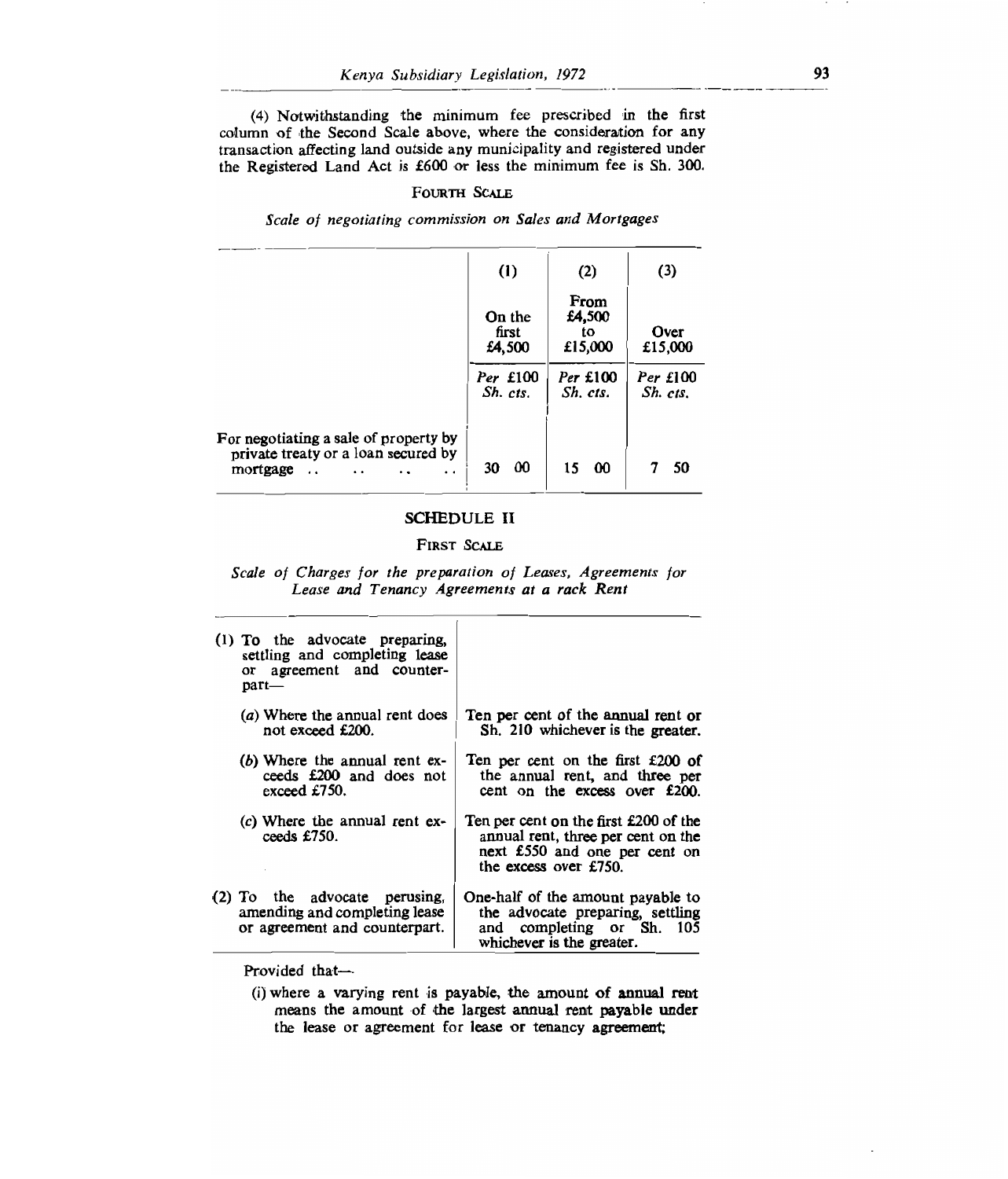(4) Notwithstanding the minimum fee prescribed in the first column of the Second Scale above, where the consideration for any transaction affecting land outside any municipality and registered under the Registered Land Act is £600 or less the minimum fee is Sh. 300.

### FOURTH SCALE

*Scale of negotiating commission on Sales and Mortgages*

| | (1) On the first £4,500 | (2) From £4,500 to £15,000 | (3) Over £15,000 |
|---|---|---|---|
| | *Per* £100 *Sh. cts.* | *Per* £100 *Sh. cts.* | *Per* £100 *Sh. cts.* |
| For negotiating a sale of property by private treaty or a loan secured by mortgage .. .. .. .. | 30 00 | 15 00 | 7 50 |

## SCHEDULE II

### FIRST SCALE

*Scale of Charges for the preparation of Leases, Agreements for Lease and Tenancy Agreements at a rack Rent*

| | |
|---|---|
| (1) To the advocate preparing, settling and completing lease or agreement and counterpart— | |
| (*a*) Where the annual rent does not exceed £200. | Ten per cent of the annual rent or Sh. 210 whichever is the greater. |
| (*b*) Where the annual rent exceeds £200 and does not exceed £750. | Ten per cent on the first £200 of the annual rent, and three per cent on the excess over £200. |
| (*c*) Where the annual rent exceeds £750. | Ten per cent on the first £200 of the annual rent, three per cent on the next £550 and one per cent on the excess over £750. |
| (2) To the advocate perusing, amending and completing lease or agreement and counterpart. | One-half of the amount payable to the advocate preparing, settling and completing or Sh. 105 whichever is the greater. |

Provided that—

(i) where a varying rent is payable, the amount of annual rent means the amount of the largest annual rent payable under the lease or agreement for lease or tenancy agreement;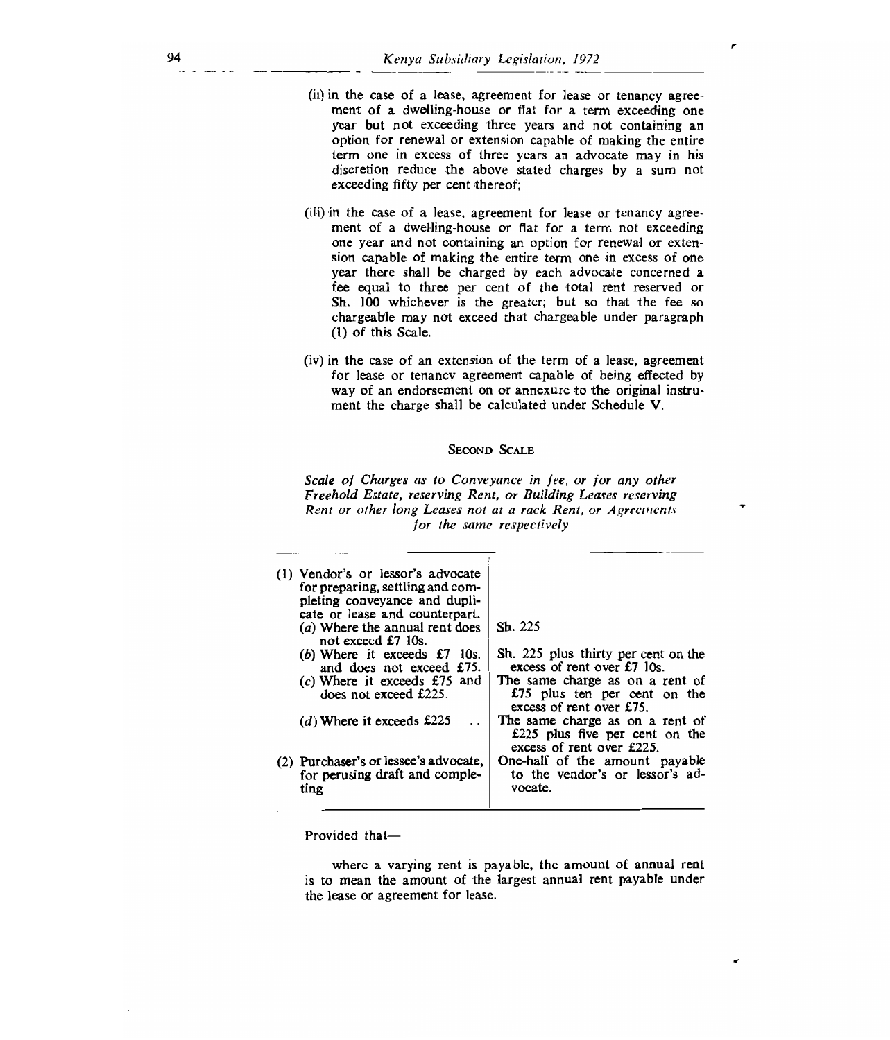(ii) in the case of a lease, agreement for lease or tenancy agreement of a dwelling-house or flat for a term exceeding one year but not exceeding three years and not containing an option for renewal or extension capable of making the entire term one in excess of three years an advocate may in his discretion reduce the above stated charges by a sum not exceeding fifty per cent thereof;

(iii) in the case of a lease, agreement for lease or tenancy agreement of a dwelling-house or flat for a term not exceeding one year and not containing an option for renewal or extension capable of making the entire term one in excess of one year there shall be charged by each advocate concerned a fee equal to three per cent of the total rent reserved or Sh. 100 whichever is the greater; but so that the fee so chargeable may not exceed that chargeable under paragraph (1) of this Scale.

(iv) in the case of an extension of the term of a lease, agreement for lease or tenancy agreement capable of being effected by way of an endorsement on or annexure to the original instrument the charge shall be calculated under Schedule V.

## SECOND SCALE

*Scale of Charges as to Conveyance in fee, or for any other Freehold Estate, reserving Rent, or Building Leases reserving Rent or other long Leases not at a rack Rent, or Agreements for the same respectively*

| | |
|---|---|
| (1) Vendor's or lessor's advocate for preparing, settling and completing conveyance and duplicate or lease and counterpart. | |
| (*a*) Where the annual rent does not exceed £7 10s. | Sh. 225 |
| (*b*) Where it exceeds £7 10s. and does not exceed £75. | Sh. 225 plus thirty per cent on the excess of rent over £7 10s. |
| (*c*) Where it exceeds £75 and does not exceed £225. | The same charge as on a rent of £75 plus ten per cent on the excess of rent over £75. |
| (*d*) Where it exceeds £225 .. | The same charge as on a rent of £225 plus five per cent on the excess of rent over £225. |
| (2) Purchaser's or lessee's advocate, for perusing draft and completing | One-half of the amount payable to the vendor's or lessor's advocate. |

Provided that—

where a varying rent is payable, the amount of annual rent is to mean the amount of the largest annual rent payable under the lease or agreement for lease.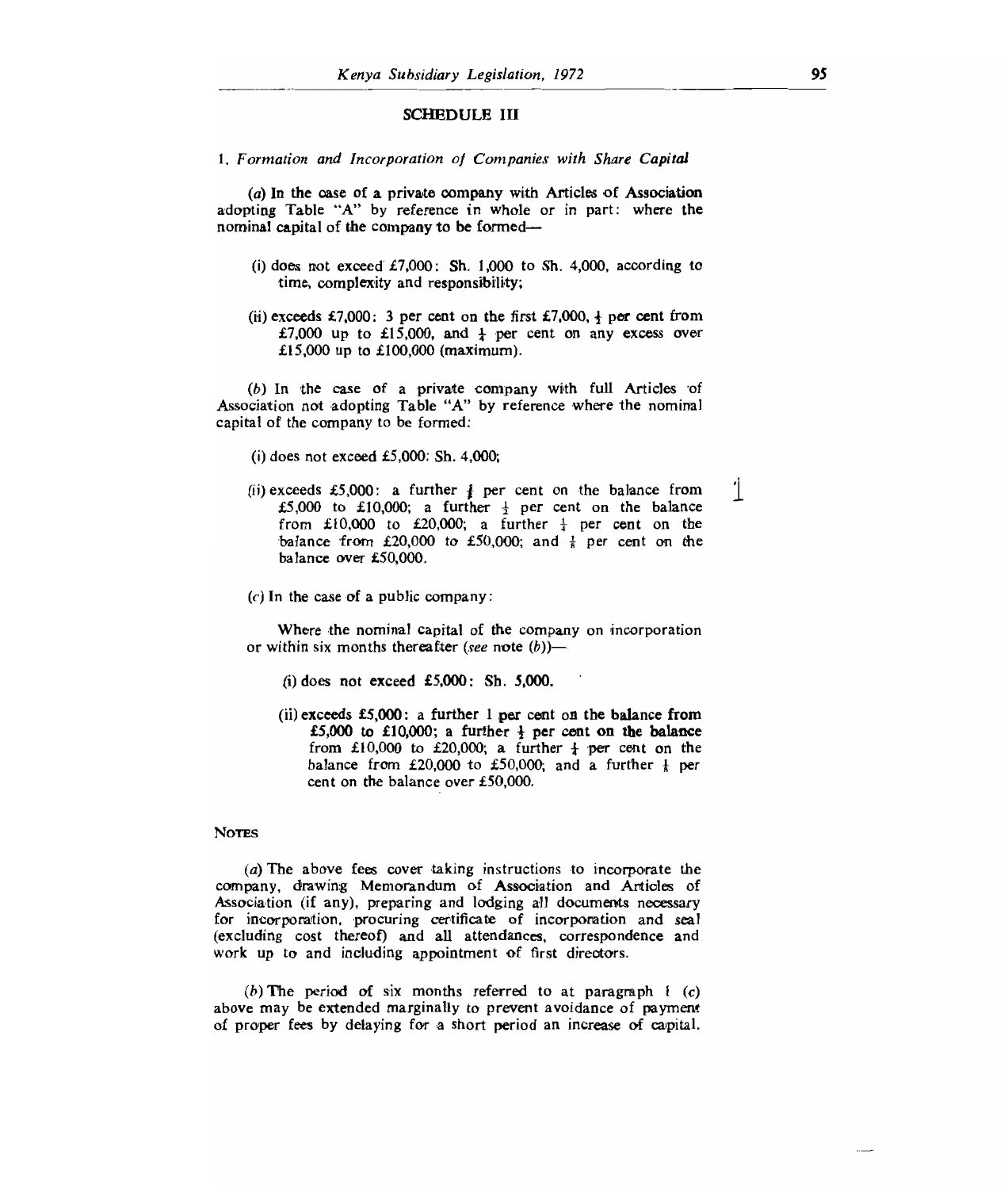## SCHEDULE III

1. *Formation and Incorporation of Companies with Share Capital*

(*a*) In the case of a private company with Articles of Association adopting Table "A" by reference in whole or in part: where the nominal capital of the company to be formed—

(i) does not exceed £7,000: Sh. 1,000 to Sh. 4,000, according to time, complexity and responsibility;

(ii) exceeds £7,000: 3 per cent on the first £7,000, ½ per cent from £7,000 up to £15,000, and ¼ per cent on any excess over £15,000 up to £100,000 (maximum).

(*b*) In the case of a private company with full Articles of Association not adopting Table "A" by reference where the nominal capital of the company to be formed:

(i) does not exceed £5,000: Sh. 4,000;

(ii) exceeds £5,000: a further ½ per cent on the balance from £5,000 to £10,000; a further ½ per cent on the balance from £10,000 to £20,000; a further ¼ per cent on the balance from £20,000 to £50,000; and ⅛ per cent on the balance over £50,000.

(*c*) In the case of a public company:

Where the nominal capital of the company on incorporation or within six months thereafter (*see* note (*b*))—

(i) does not exceed £5,000: Sh. 5,000.

(ii) exceeds £5,000: a further 1 per cent on the balance from £5,000 to £10,000; a further ½ per cent on the balance from £10,000 to £20,000; a further ¼ per cent on the balance from £20,000 to £50,000; and a further ⅛ per cent on the balance over £50,000.

NOTES

(*a*) The above fees cover taking instructions to incorporate the company, drawing Memorandum of Association and Articles of Association (if any), preparing and lodging all documents necessary for incorporation, procuring certificate of incorporation and seal (excluding cost thereof) and all attendances, correspondence and work up to and including appointment of first directors.

(*b*) The period of six months referred to at paragraph 1 (*c*) above may be extended marginally to prevent avoidance of payment of proper fees by delaying for a short period an increase of capital.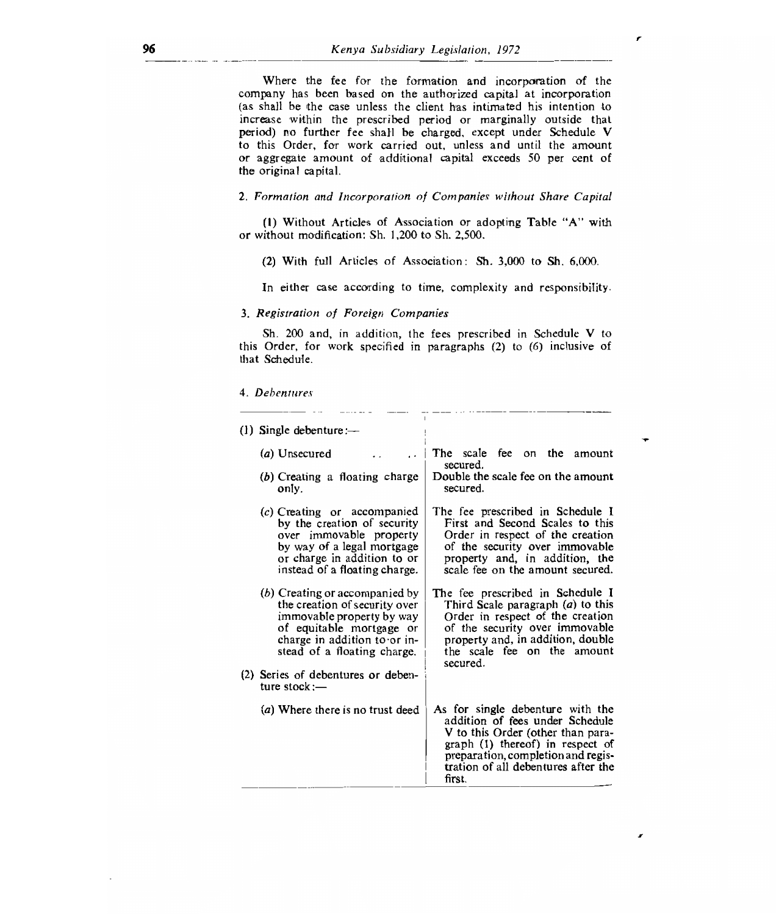Where the fee for the formation and incorporation of the company has been based on the authorized capital at incorporation (as shall be the case unless the client has intimated his intention to increase within the prescribed period or marginally outside that period) no further fee shall be charged, except under Schedule V to this Order, for work carried out, unless and until the amount or aggregate amount of additional capital exceeds 50 per cent of the original capital.

2. *Formation and Incorporation of Companies without Share Capital*

(1) Without Articles of Association or adopting Table "A" with or without modification: Sh. 1,200 to Sh. 2,500.

(2) With full Articles of Association: Sh. 3,000 to Sh. 6,000.

In either case according to time, complexity and responsibility.

3. *Registration of Foreign Companies*

Sh. 200 and, in addition, the fees prescribed in Schedule V to this Order, for work specified in paragraphs (2) to (6) inclusive of that Schedule.

4. *Debentures*

| | |
|---|---|
| (1) Single debenture:— | |
| (*a*) Unsecured . . . . | The scale fee on the amount secured. |
| (*b*) Creating a floating charge only. | Double the scale fee on the amount secured. |
| (*c*) Creating or accompanied by the creation of security over immovable property by way of a legal mortgage or charge in addition to or instead of a floating charge. | The fee prescribed in Schedule I First and Second Scales to this Order in respect of the creation of the security over immovable property and, in addition, the scale fee on the amount secured. |
| (*b*) Creating or accompanied by the creation of security over immovable property by way of equitable mortgage or charge in addition to or instead of a floating charge. | The fee prescribed in Schedule I Third Scale paragraph (*a*) to this Order in respect of the creation of the security over immovable property and, in addition, double the scale fee on the amount secured. |
| (2) Series of debentures or debenture stock:— | |
| (*a*) Where there is no trust deed | As for single debenture with the addition of fees under Schedule V to this Order (other than paragraph (1) thereof) in respect of preparation, completion and registration of all debentures after the first. |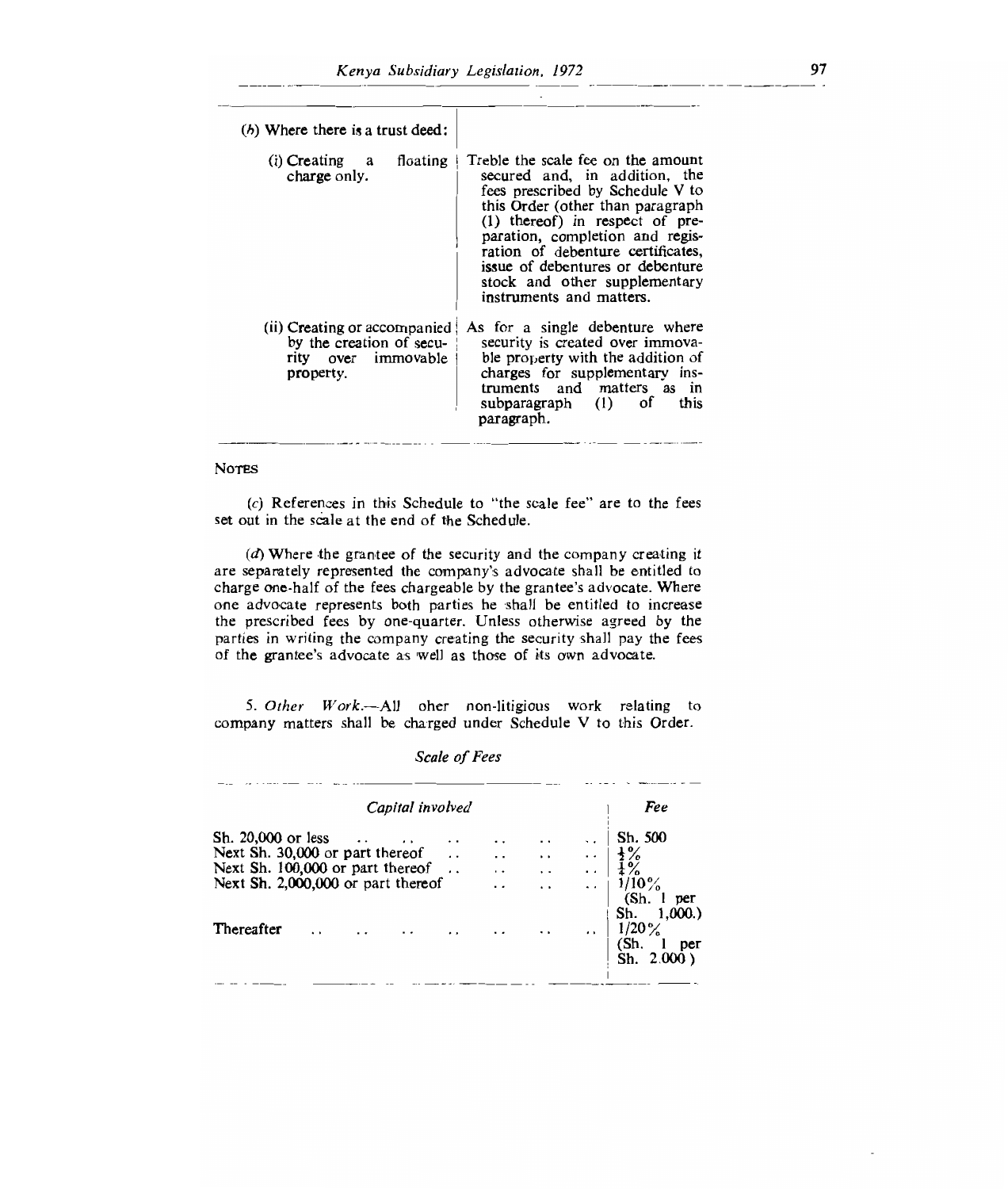| | |
|---|---|
| (*h*) Where there is a trust deed: | |
| (i) Creating a floating charge only. | Treble the scale fee on the amount secured and, in addition, the fees prescribed by Schedule V to this Order (other than paragraph (1) thereof) in respect of preparation, completion and regisration of debenture certificates, issue of debentures or debenture stock and other supplementary instruments and matters. |
| (ii) Creating or accompanied by the creation of security over immovable property. | As for a single debenture where security is created over immovable property with the addition of charges for supplementary instruments and matters as in subparagraph (1) of this paragraph. |

NOTES

(*c*) References in this Schedule to "the scale fee" are to the fees set out in the scale at the end of the Schedule.

(*d*) Where the grantee of the security and the company creating it are separately represented the company's advocate shall be entitled to charge one-half of the fees chargeable by the grantee's advocate. Where one advocate represents both parties he shall be entitled to increase the prescribed fees by one-quarter. Unless otherwise agreed by the parties in writing the company creating the security shall pay the fees of the grantee's advocate as well as those of its own advocate.

5. *Other Work*.—All oher non-litigious work relating to company matters shall be charged under Schedule V to this Order.

*Scale of Fees*

| *Capital involved* | *Fee* |
|---|---|
| Sh. 20,000 or less | Sh. 500 |
| Next Sh. 30,000 or part thereof | ½% |
| Next Sh. 100,000 or part thereof | ¼% |
| Next Sh. 2,000,000 or part thereof | 1/10% (Sh. 1 per Sh. 1,000.) |
| Thereafter | 1/20% (Sh. 1 per Sh. 2,000) |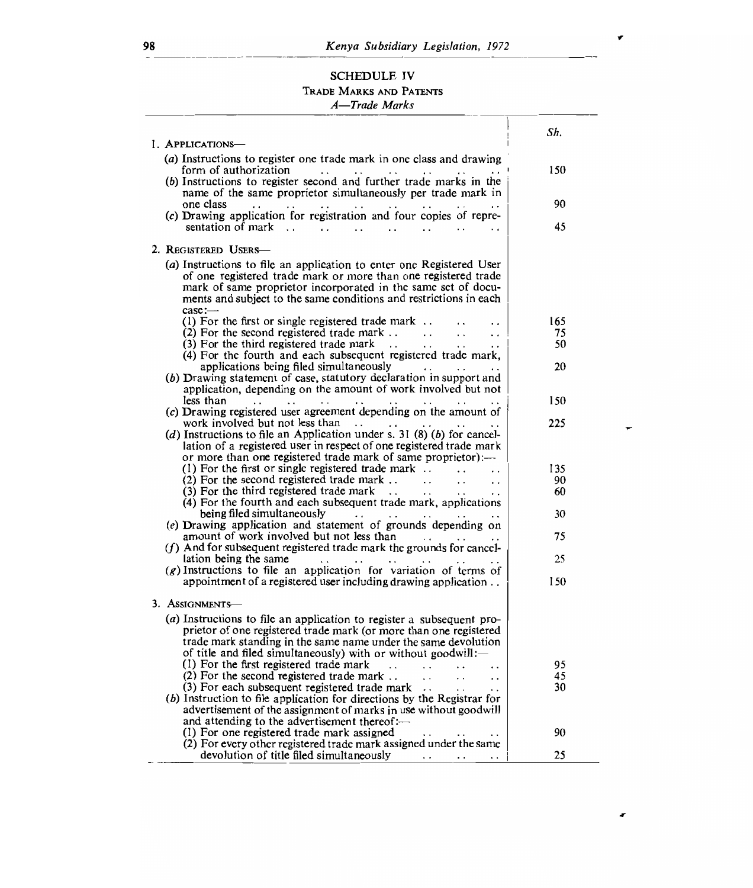## SCHEDULE IV

### TRADE MARKS AND PATENTS

#### *A—Trade Marks*

| | Sh. |
|---|---|
| 1. APPLICATIONS— | |
| (*a*) Instructions to register one trade mark in one class and drawing form of authorization .. .. .. .. .. .. | 150 |
| (*b*) Instructions to register second and further trade marks in the name of the same proprietor simultaneously per trade mark in one class .. .. .. .. .. .. .. .. | 90 |
| (*c*) Drawing application for registration and four copies of representation of mark .. .. .. .. .. .. .. | 45 |
| 2. REGISTERED USERS— | |
| (*a*) Instructions to file an application to enter one Registered User of one registered trade mark or more than one registered trade mark of same proprietor incorporated in the same set of documents and subject to the same conditions and restrictions in each case:— | |
| (1) For the first or single registered trade mark .. .. .. | 165 |
| (2) For the second registered trade mark .. .. .. .. | 75 |
| (3) For the third registered trade mark .. .. .. .. | 50 |
| (4) For the fourth and each subsequent registered trade mark, applications being filed simultaneously .. .. .. | 20 |
| (*b*) Drawing statement of case, statutory declaration in support and application, depending on the amount of work involved but not less than .. .. .. .. .. .. .. .. | 150 |
| (*c*) Drawing registered user agreement depending on the amount of work involved but not less than .. .. .. .. .. | 225 |
| (*d*) Instructions to file an Application under s. 31 (8) (*b*) for cancellation of a registered user in respect of one registered trade mark or more than one registered trade mark of same proprietor):— | |
| (1) For the first or single registered trade mark .. .. .. | 135 |
| (2) For the second registered trade mark .. .. .. .. | 90 |
| (3) For the third registered trade mark .. .. .. .. | 60 |
| (4) For the fourth and each subsequent trade mark, applications being filed simultaneously .. .. .. .. .. | 30 |
| (*e*) Drawing application and statement of grounds depending on amount of work involved but not less than .. .. .. | 75 |
| (*f*) And for subsequent registered trade mark the grounds for cancellation being the same .. .. .. .. .. .. .. | 25 |
| (*g*) Instructions to file an application for variation of terms of appointment of a registered user including drawing application .. | 150 |
| 3. ASSIGNMENTS— | |
| (*a*) Instructions to file an application to register a subsequent proprietor of one registered trade mark (or more than one registered trade mark standing in the same name under the same devolution of title and filed simultaneously) with or without goodwill:— | |
| (1) For the first registered trade mark .. .. .. .. | 95 |
| (2) For the second registered trade mark .. .. .. .. | 45 |
| (3) For each subsequent registered trade mark .. .. .. | 30 |
| (*b*) Instruction to file application for directions by the Registrar for advertisement of the assignment of marks in use without goodwill and attending to the advertisement thereof:— | |
| (1) For one registered trade mark assigned .. .. .. | 90 |
| (2) For every other registered trade mark assigned under the same devolution of title filed simultaneously .. .. .. | 25 |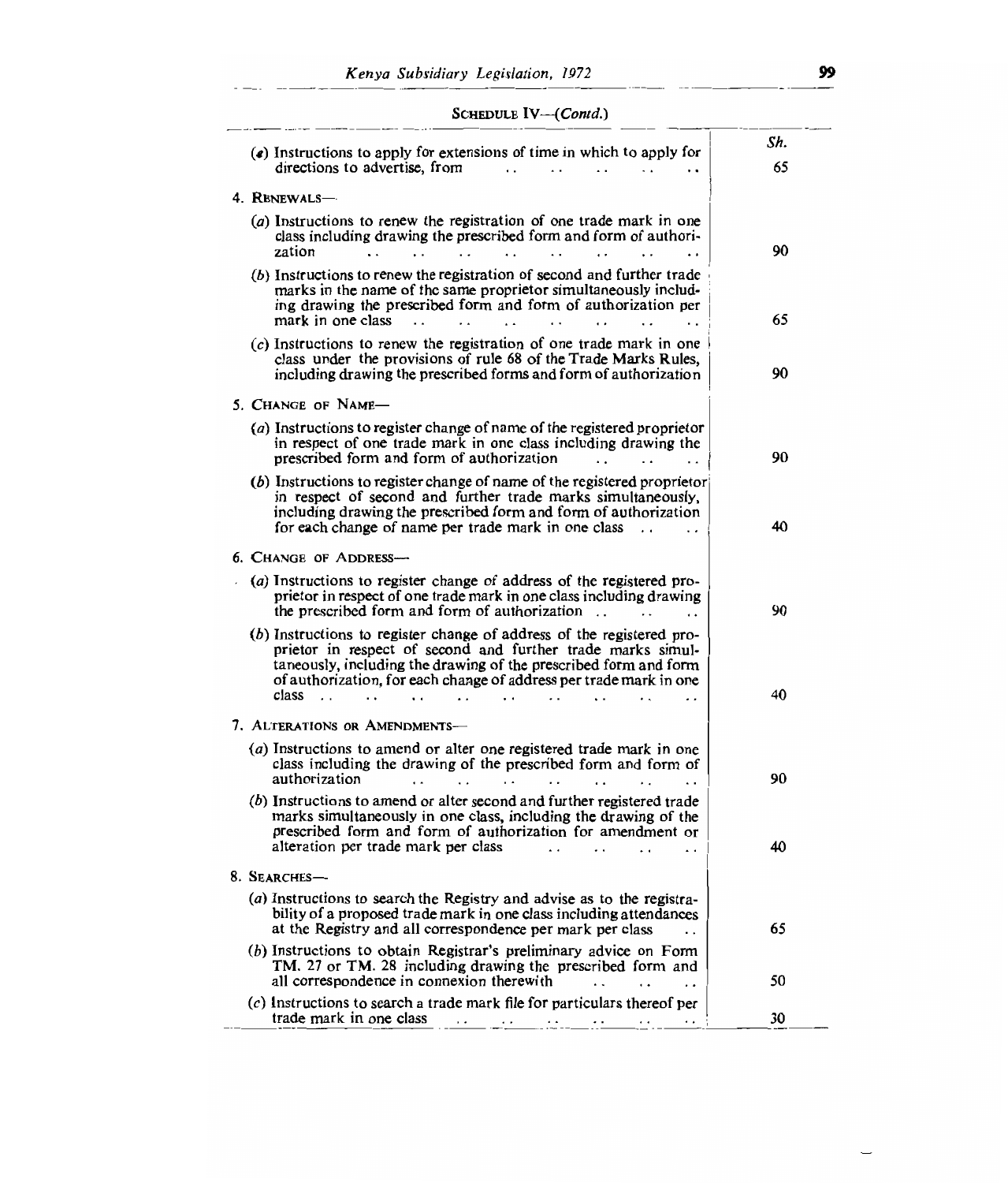SCHEDULE IV—(*Contd.*)

| | Sh. |
|---|---|
| (*e*) Instructions to apply for extensions of time in which to apply for directions to advertise, from .. .. .. .. .. | 65 |
| 4. RENEWALS— | |
| (*a*) Instructions to renew the registration of one trade mark in one class including drawing the prescribed form and form of authorization .. .. .. .. .. .. .. .. | 90 |
| (*b*) Instructions to renew the registration of second and further trade marks in the name of the same proprietor simultaneously including drawing the prescribed form and form of authorization per mark in one class .. .. .. .. .. .. .. | 65 |
| (*c*) Instructions to renew the registration of one trade mark in one class under the provisions of rule 68 of the Trade Marks Rules, including drawing the prescribed forms and form of authorization | 90 |
| 5. CHANGE OF NAME— | |
| (*a*) Instructions to register change of name of the registered proprietor in respect of one trade mark in one class including drawing the prescribed form and form of authorization .. .. .. | 90 |
| (*b*) Instructions to register change of name of the registered proprietor in respect of second and further trade marks simultaneously, including drawing the prescribed form and form of authorization for each change of name per trade mark in one class .. .. | 40 |
| 6. CHANGE OF ADDRESS— | |
| (*a*) Instructions to register change of address of the registered proprietor in respect of one trade mark in one class including drawing the prescribed form and form of authorization .. .. .. | 90 |
| (*b*) Instructions to register change of address of the registered proprietor in respect of second and further trade marks simultaneously, including the drawing of the prescribed form and form of authorization, for each change of address per trade mark in one class .. .. .. .. .. .. .. .. .. | 40 |
| 7. ALTERATIONS OR AMENDMENTS— | |
| (*a*) Instructions to amend or alter one registered trade mark in one class including the drawing of the prescribed form and form of authorization .. .. .. .. .. .. .. | 90 |
| (*b*) Instructions to amend or alter second and further registered trade marks simultaneously in one class, including the drawing of the prescribed form and form of authorization for amendment or alteration per trade mark per class .. .. .. .. | 40 |
| 8. SEARCHES— | |
| (*a*) Instructions to search the Registry and advise as to the registrability of a proposed trade mark in one class including attendances at the Registry and all correspondence per mark per class .. | 65 |
| (*b*) Instructions to obtain Registrar's preliminary advice on Form TM. 27 or TM. 28 including drawing the prescribed form and all correspondence in connexion therewith .. .. .. | 50 |
| (*c*) Instructions to search a trade mark file for particulars thereof per trade mark in one class .. .. .. .. .. .. | 30 |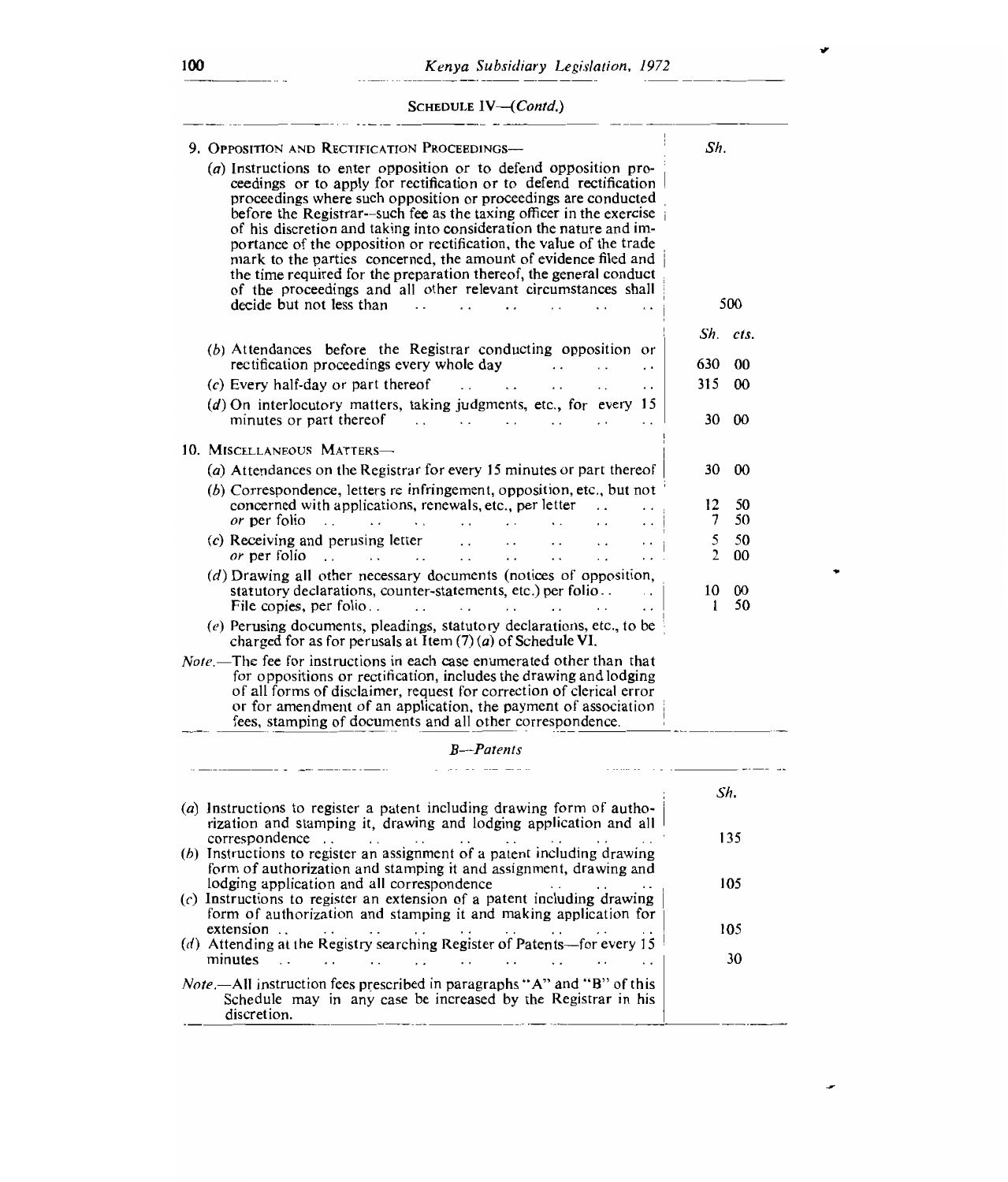SCHEDULE IV—(*Contd.*)

| | Sh. | |
|---|---|---|
| 9. OPPOSITION AND RECTIFICATION PROCEEDINGS— | | |
| (*a*) Instructions to enter opposition or to defend opposition proceedings or to apply for rectification or to defend rectification proceedings where such opposition or proceedings are conducted before the Registrar—such fee as the taxing officer in the exercise of his discretion and taking into consideration the nature and importance of the opposition or rectification, the value of the trade mark to the parties concerned, the amount of evidence filed and the time required for the preparation thereof, the general conduct of the proceedings and all other relevant circumstances shall decide but not less than .. .. .. .. .. .. | 500 | |
| | Sh. | cts. |
| (*b*) Attendances before the Registrar conducting opposition or rectification proceedings every whole day .. .. .. | 630 | 00 |
| (*c*) Every half-day or part thereof .. .. .. .. .. | 315 | 00 |
| (*d*) On interlocutory matters, taking judgments, etc., for every 15 minutes or part thereof .. .. .. .. .. .. | 30 | 00 |
| 10. MISCELLANEOUS MATTERS— | | |
| (*a*) Attendances on the Registrar for every 15 minutes or part thereof | 30 | 00 |
| (*b*) Correspondence, letters re infringement, opposition, etc., but not concerned with applications, renewals, etc., per letter .. .. | 12 | 50 |
| *or* per folio .. .. .. .. .. .. .. .. | 7 | 50 |
| (*c*) Receiving and perusing letter .. .. .. .. .. | 5 | 50 |
| *or* per folio .. .. .. .. .. .. .. .. | 2 | 00 |
| (*d*) Drawing all other necessary documents (notices of opposition, statutory declarations, counter-statements, etc.) per folio .. .. | 10 | 00 |
| File copies, per folio .. .. .. .. .. .. .. | 1 | 50 |
| (*e*) Perusing documents, pleadings, statutory declarations, etc., to be charged for as for perusals at Item (7) (*a*) of Schedule VI. | | |
| *Note.*—The fee for instructions in each case enumerated other than that for oppositions or rectification, includes the drawing and lodging of all forms of disclaimer, request for correction of clerical error or for amendment of an application, the payment of association fees, stamping of documents and all other correspondence. | | |

*B—Patents*

| | Sh. |
|---|---|
| (*a*) Instructions to register a patent including drawing form of authorization and stamping it, drawing and lodging application and all correspondence .. .. .. .. .. .. .. .. | 135 |
| (*b*) Instructions to register an assignment of a patent including drawing form of authorization and stamping it and assignment, drawing and lodging application and all correspondence .. .. .. | 105 |
| (*c*) Instructions to register an extension of a patent including drawing form of authorization and stamping it and making application for extension .. .. .. .. .. .. .. .. .. | 105 |
| (*d*) Attending at the Registry searching Register of Patents—for every 15 minutes .. .. .. .. .. .. .. .. .. .. | 30 |
| *Note.*—All instruction fees prescribed in paragraphs "A" and "B" of this Schedule may in any case be increased by the Registrar in his discretion. | |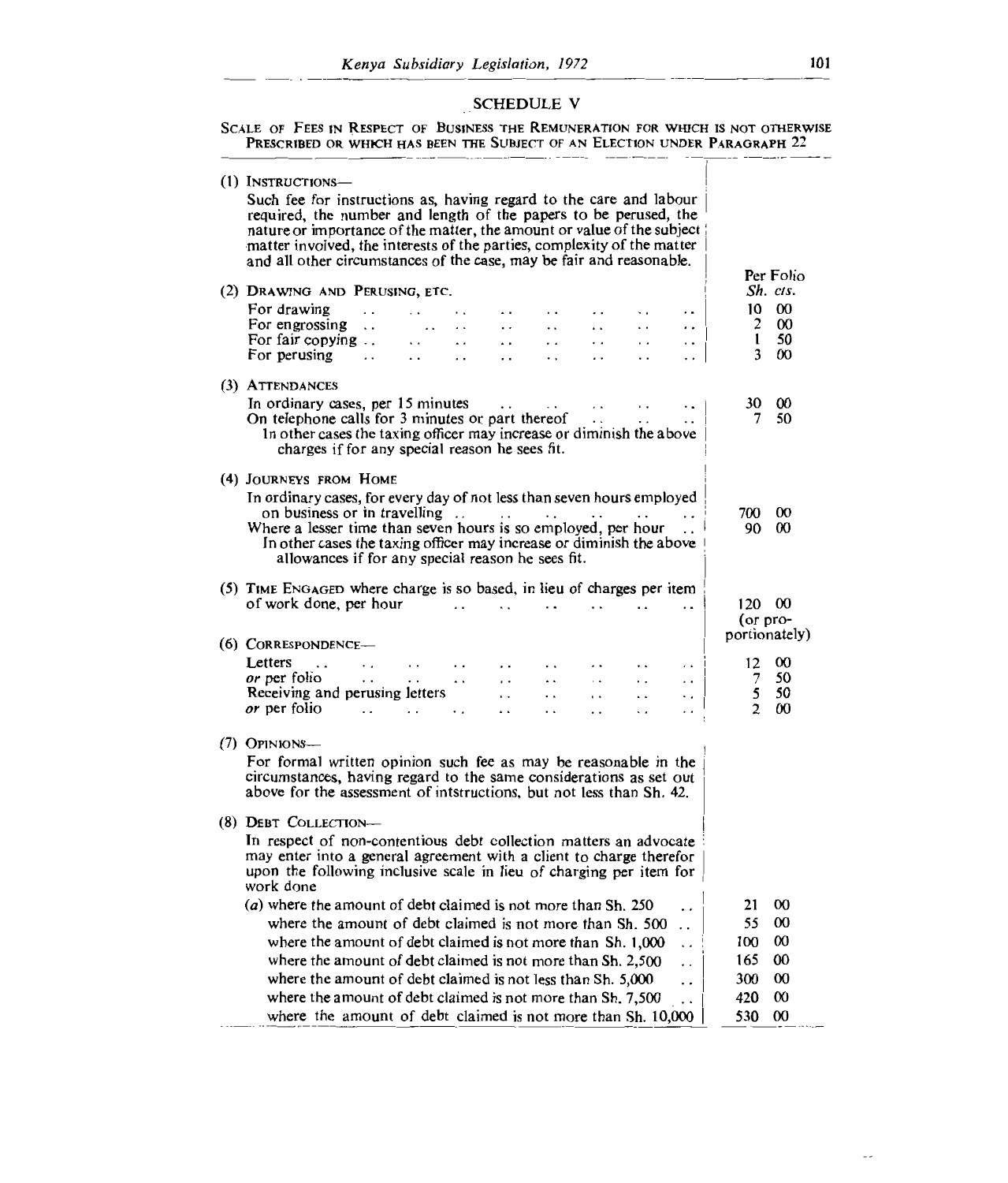## SCHEDULE V

SCALE OF FEES IN RESPECT OF BUSINESS THE REMUNERATION FOR WHICH IS NOT OTHERWISE PRESCRIBED OR WHICH HAS BEEN THE SUBJECT OF AN ELECTION UNDER PARAGRAPH 22

(1) INSTRUCTIONS—

Such fee for instructions as, having regard to the care and labour required, the number and length of the papers to be perused, the nature or importance of the matter, the amount or value of the subject matter involved, the interests of the parties, complexity of the matter and all other circumstances of the case, may be fair and reasonable.

| | Per Folio *Sh. cts.* |
|---|---|
| **(2) DRAWING AND PERUSING, ETC.** | |
| For drawing | 10 00 |
| For engrossing | 2 00 |
| For fair copying | 1 50 |
| For perusing | 3 00 |
| **(3) ATTENDANCES** | |
| In ordinary cases, per 15 minutes | 30 00 |
| On telephone calls for 3 minutes or part thereof | 7 50 |
| In other cases the taxing officer may increase or diminish the above charges if for any special reason he sees fit. | |
| **(4) JOURNEYS FROM HOME** | |
| In ordinary cases, for every day of not less than seven hours employed on business or in travelling | 700 00 |
| Where a lesser time than seven hours is so employed, per hour | 90 00 |
| In other cases the taxing officer may increase or diminish the above allowances if for any special reason he sees fit. | |
| **(5) TIME ENGAGED** where charge is so based, in lieu of charges per item of work done, per hour | 120 00 (or proportionately) |
| **(6) CORRESPONDENCE—** | |
| Letters | 12 00 |
| *or* per folio | 7 50 |
| Receiving and perusing letters | 5 50 |
| *or* per folio | 2 00 |

(7) OPINIONS—

For formal written opinion such fee as may be reasonable in the circumstances, having regard to the same considerations as set out above for the assessment of intstructions, but not less than Sh. 42.

(8) DEBT COLLECTION—

In respect of non-contentious debt collection matters an advocate may enter into a general agreement with a client to charge therefor upon the following inclusive scale in lieu of charging per item for work done

| | |
|---|---|
| (*a*) where the amount of debt claimed is not more than Sh. 250 | 21 00 |
| where the amount of debt claimed is not more than Sh. 500 | 55 00 |
| where the amount of debt claimed is not more than Sh. 1,000 | 100 00 |
| where the amount of debt claimed is not more than Sh. 2,500 | 165 00 |
| where the amount of debt claimed is not less than Sh. 5,000 | 300 00 |
| where the amount of debt claimed is not more than Sh. 7,500 | 420 00 |
| where the amount of debt claimed is not more than Sh. 10,000 | 530 00 |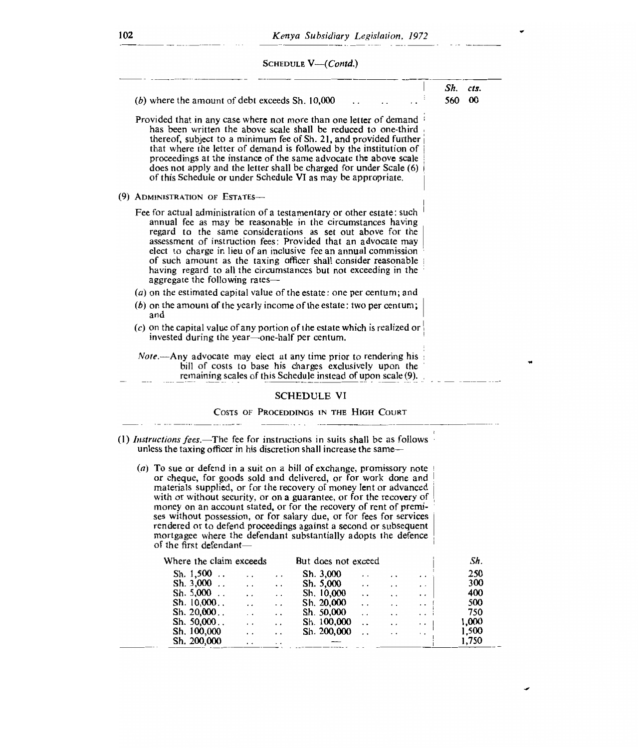SCHEDULE V—(*Contd.*)

| | Sh. cts. |
|---|---|
| (*b*) where the amount of debt exceeds Sh. 10,000 .. .. .. | 560 00 |

Provided that in any case where not more than one letter of demand has been written the above scale shall be reduced to one-third thereof, subject to a minimum fee of Sh. 21, and provided further that where the letter of demand is followed by the institution of proceedings at the instance of the same advocate the above scale does not apply and the letter shall be charged for under Scale (6) of this Schedule or under Schedule VI as may be appropriate.

(9) ADMINISTRATION OF ESTATES—

Fee for actual administration of a testamentary or other estate: such annual fee as may be reasonable in the circumstances having regard to the same considerations as set out above for the assessment of instruction fees: Provided that an advocate may elect to charge in lieu of an inclusive fee an annual commission of such amount as the taxing officer shall consider reasonable having regard to all the circumstances but not exceeding in the aggregate the following rates—

(*a*) on the estimated capital value of the estate: one per centum; and

(*b*) on the amount of the yearly income of the estate: two per centum; and

(*c*) on the capital value of any portion of the estate which is realized or invested during the year—one-half per centum.

*Note.*—Any advocate may elect at any time prior to rendering his bill of costs to base his charges exclusively upon the remaining scales of this Schedule instead of upon scale (9).

## SCHEDULE VI

### COSTS OF PROCEEDINGS IN THE HIGH COURT

(1) *Instructions fees.*—The fee for instructions in suits shall be as follows unless the taxing officer in his discretion shall increase the same—

(*a*) To sue or defend in a suit on a bill of exchange, promissory note or cheque, for goods sold and delivered, or for work done and materials supplied, or for the recovery of money lent or advanced with or without security, or on a guarantee, or for the recovery of money on an account stated, or for the recovery of rent of premises without possession, or for salary due, or for fees for services rendered or to defend proceedings against a second or subsequent mortgagee where the defendant substantially adopts the defence of the first defendant—

| Where the claim exceeds | But does not exceed | Sh. |
|---|---|---|
| Sh. 1,500 .. .. .. | Sh. 3,000 .. .. .. | 250 |
| Sh. 3,000 .. .. .. | Sh. 5,000 .. .. .. | 300 |
| Sh. 5,000 .. .. .. | Sh. 10,000 .. .. .. | 400 |
| Sh. 10,000.. .. .. | Sh. 20,000 .. .. .. | 500 |
| Sh. 20,000.. .. .. | Sh. 50,000 .. .. .. | 750 |
| Sh. 50,000.. .. .. | Sh. 100,000 .. .. .. | 1,000 |
| Sh. 100,000 .. .. | Sh. 200,000 .. .. .. | 1,500 |
| Sh. 200,000 .. .. | — | 1,750 |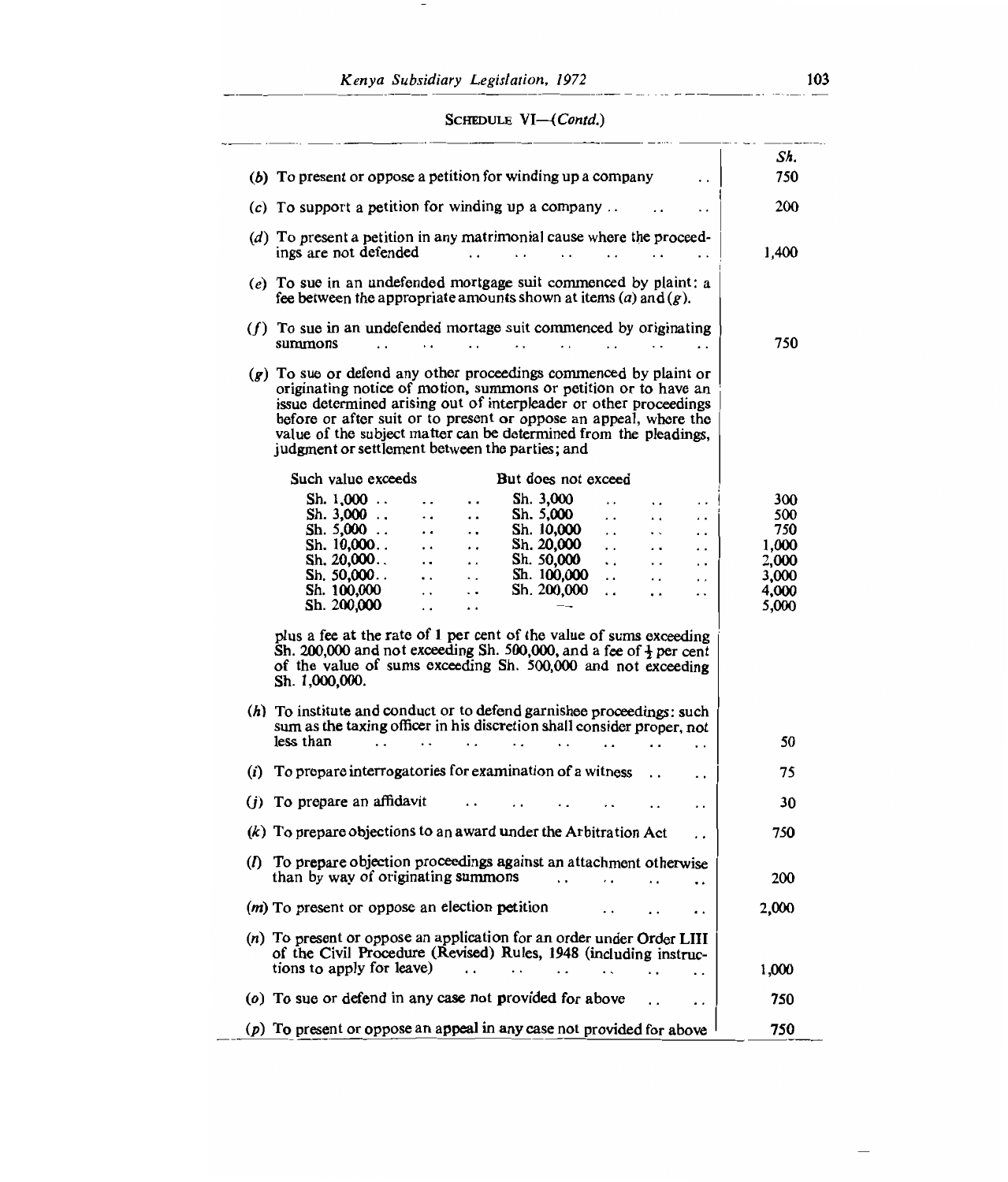SCHEDULE VI—(*Contd.*)

| | Sh. |
|---|---|
| (*b*) To present or oppose a petition for winding up a company .. | 750 |
| (*c*) To support a petition for winding up a company .. .. .. | 200 |
| (*d*) To present a petition in any matrimonial cause where the proceedings are not defended .. .. .. .. .. .. | 1,400 |
| (*e*) To sue in an undefended mortgage suit commenced by plaint: a fee between the appropriate amounts shown at items (*a*) and (*g*). | |
| (*f*) To sue in an undefended mortage suit commenced by originating summons .. .. .. .. .. .. .. .. | 750 |
| (*g*) To sue or defend any other proceedings commenced by plaint or originating notice of motion, summons or petition or to have an issue determined arising out of interpleader or other proceedings before or after suit or to present or oppose an appeal, where the value of the subject matter can be determined from the pleadings, judgment or settlement between the parties; and | |

| Such value exceeds | But does not exceed | Sh. |
|---|---|---|
| Sh. 1,000 .. | Sh. 3,000 | 300 |
| Sh. 3,000 .. | Sh. 5,000 | 500 |
| Sh. 5,000 .. | Sh. 10,000 | 750 |
| Sh. 10,000.. | Sh. 20,000 | 1,000 |
| Sh. 20,000.. | Sh. 50,000 | 2,000 |
| Sh. 50,000.. | Sh. 100,000 | 3,000 |
| Sh. 100,000 | Sh. 200,000 | 4,000 |
| Sh. 200,000 | — | 5,000 |

plus a fee at the rate of 1 per cent of the value of sums exceeding Sh. 200,000 and not exceeding Sh. 500,000, and a fee of ½ per cent of the value of sums exceeding Sh. 500,000 and not exceeding Sh. 1,000,000.

| | Sh. |
|---|---|
| (*h*) To institute and conduct or to defend garnishee proceedings: such sum as the taxing officer in his discretion shall consider proper, not less than .. .. .. .. .. .. .. .. | 50 |
| (*i*) To prepare interrogatories for examination of a witness .. .. | 75 |
| (*j*) To prepare an affidavit .. .. .. .. .. .. | 30 |
| (*k*) To prepare objections to an award under the Arbitration Act .. | 750 |
| (*l*) To prepare objection proceedings against an attachment otherwise than by way of originating summons .. .. .. .. | 200 |
| (*m*) To present or oppose an election petition .. .. .. | 2,000 |
| (*n*) To present or oppose an application for an order under Order LIII of the Civil Procedure (Revised) Rules, 1948 (including instructions to apply for leave) .. .. .. .. .. | 1,000 |
| (*o*) To sue or defend in any case not provided for above .. .. | 750 |
| (*p*) To present or oppose an appeal in any case not provided for above | 750 |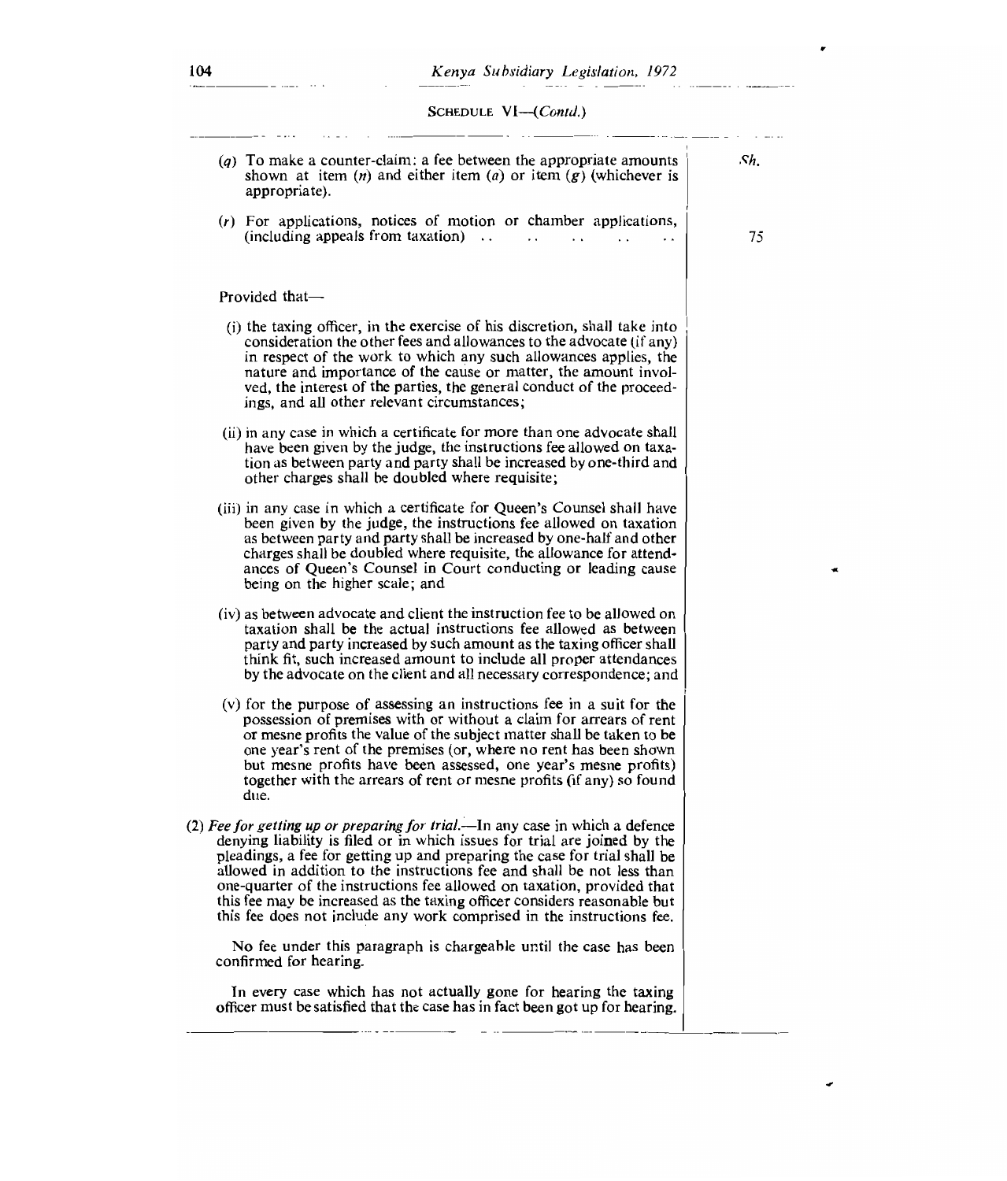SCHEDULE VI—(*Contd.*)

| | Sh. |
|---|---|
| (*q*) To make a counter-claim: a fee between the appropriate amounts shown at item (*n*) and either item (*a*) or item (*g*) (whichever is appropriate). | |
| (*r*) For applications, notices of motion or chamber applications, (including appeals from taxation) .. .. .. .. .. | 75 |

Provided that—

(i) the taxing officer, in the exercise of his discretion, shall take into consideration the other fees and allowances to the advocate (if any) in respect of the work to which any such allowances applies, the nature and importance of the cause or matter, the amount involved, the interest of the parties, the general conduct of the proceedings, and all other relevant circumstances;

(ii) in any case in which a certificate for more than one advocate shall have been given by the judge, the instructions fee allowed on taxation as between party and party shall be increased by one-third and other charges shall be doubled where requisite;

(iii) in any case in which a certificate for Queen's Counsel shall have been given by the judge, the instructions fee allowed on taxation as between party and party shall be increased by one-half and other charges shall be doubled where requisite, the allowance for attendances of Queen's Counsel in Court conducting or leading cause being on the higher scale; and

(iv) as between advocate and client the instruction fee to be allowed on taxation shall be the actual instructions fee allowed as between party and party increased by such amount as the taxing officer shall think fit, such increased amount to include all proper attendances by the advocate on the client and all necessary correspondence; and

(v) for the purpose of assessing an instructions fee in a suit for the possession of premises with or without a claim for arrears of rent or mesne profits the value of the subject matter shall be taken to be one year's rent of the premises (or, where no rent has been shown but mesne profits have been assessed, one year's mesne profits) together with the arrears of rent or mesne profits (if any) so found due.

(2) *Fee for getting up or preparing for trial.*—In any case in which a defence denying liability is filed or in which issues for trial are joined by the pleadings, a fee for getting up and preparing the case for trial shall be allowed in addition to the instructions fee and shall be not less than one-quarter of the instructions fee allowed on taxation, provided that this fee may be increased as the taxing officer considers reasonable but this fee does not include any work comprised in the instructions fee.

No fee under this paragraph is chargeable until the case has been confirmed for hearing.

In every case which has not actually gone for hearing the taxing officer must be satisfied that the case has in fact been got up for hearing.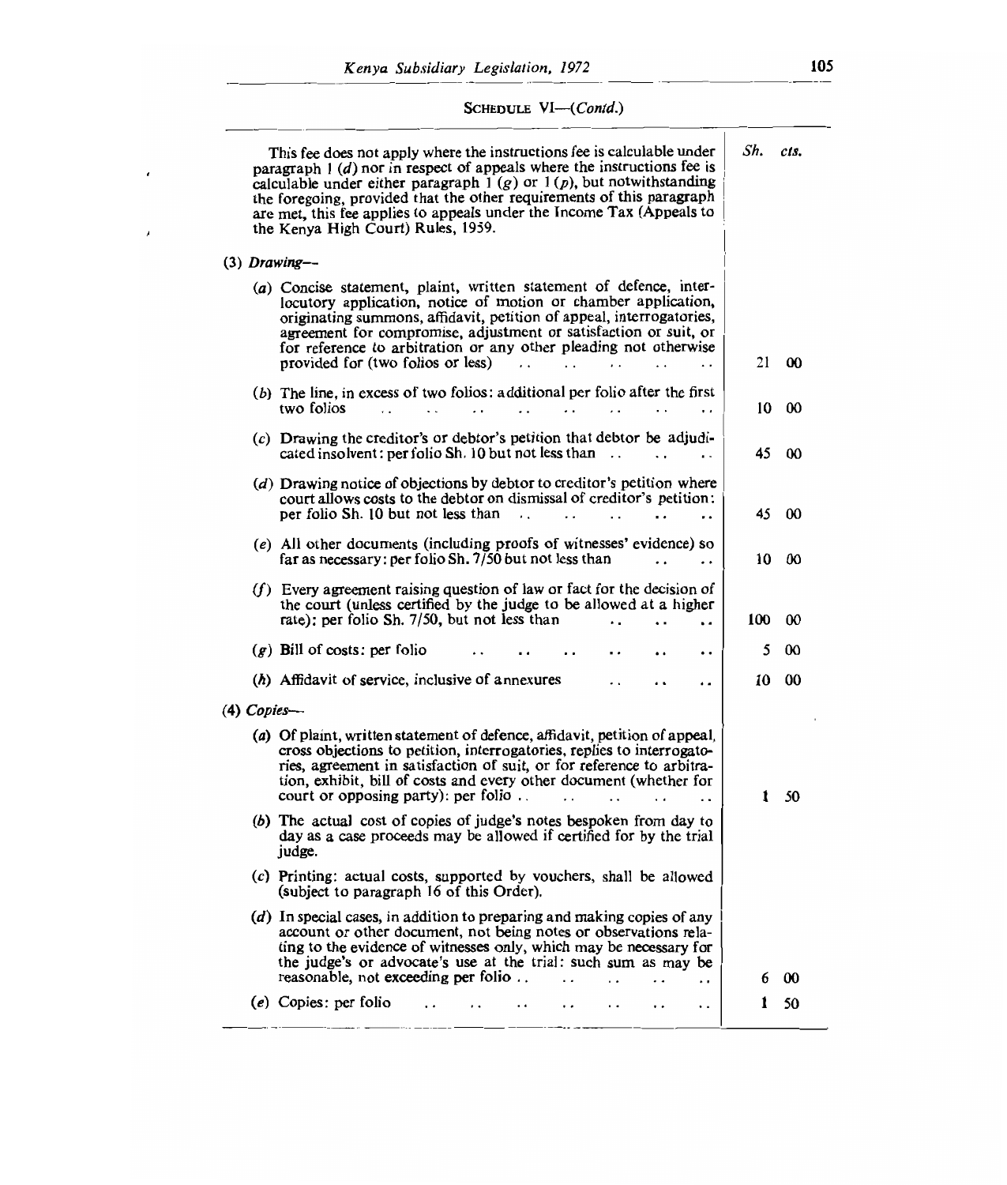SCHEDULE VI—(*Contd.*)

| | Sh. | cts. |
|---|---|---|
| This fee does not apply where the instructions fee is calculable under paragraph 1 (*d*) nor in respect of appeals where the instructions fee is calculable under either paragraph 1 (*g*) or 1 (*p*), but notwithstanding the foregoing, provided that the other requirements of this paragraph are met, this fee applies to appeals under the Income Tax (Appeals to the Kenya High Court) Rules, 1959. | | |
| (3) *Drawing*— | | |
| (*a*) Concise statement, plaint, written statement of defence, interlocutory application, notice of motion or chamber application, originating summons, affidavit, petition of appeal, interrogatories, agreement for compromise, adjustment or satisfaction or suit, or for reference to arbitration or any other pleading not otherwise provided for (two folios or less) | 21 | 00 |
| (*b*) The line, in excess of two folios: additional per folio after the first two folios | 10 | 00 |
| (*c*) Drawing the creditor's or debtor's petition that debtor be adjudicated insolvent: per folio Sh. 10 but not less than | 45 | 00 |
| (*d*) Drawing notice of objections by debtor to creditor's petition where court allows costs to the debtor on dismissal of creditor's petition: per folio Sh. 10 but not less than | 45 | 00 |
| (*e*) All other documents (including proofs of witnesses' evidence) so far as necessary: per folio Sh. 7/50 but not less than | 10 | 00 |
| (*f*) Every agreement raising question of law or fact for the decision of the court (unless certified by the judge to be allowed at a higher rate): per folio Sh. 7/50, but not less than | 100 | 00 |
| (*g*) Bill of costs: per folio | 5 | 00 |
| (*h*) Affidavit of service, inclusive of annexures | 10 | 00 |
| (4) *Copies*— | | |
| (*a*) Of plaint, written statement of defence, affidavit, petition of appeal, cross objections to petition, interrogatories, replies to interrogatories, agreement in satisfaction of suit, or for reference to arbitration, exhibit, bill of costs and every other document (whether for court or opposing party): per folio | 1 | 50 |
| (*b*) The actual cost of copies of judge's notes bespoken from day to day as a case proceeds may be allowed if certified for by the trial judge. | | |
| (*c*) Printing: actual costs, supported by vouchers, shall be allowed (subject to paragraph 16 of this Order). | | |
| (*d*) In special cases, in addition to preparing and making copies of any account or other document, not being notes or observations relating to the evidence of witnesses only, which may be necessary for the judge's or advocate's use at the trial: such sum as may be reasonable, not exceeding per folio | 6 | 00 |
| (*e*) Copies: per folio | 1 | 50 |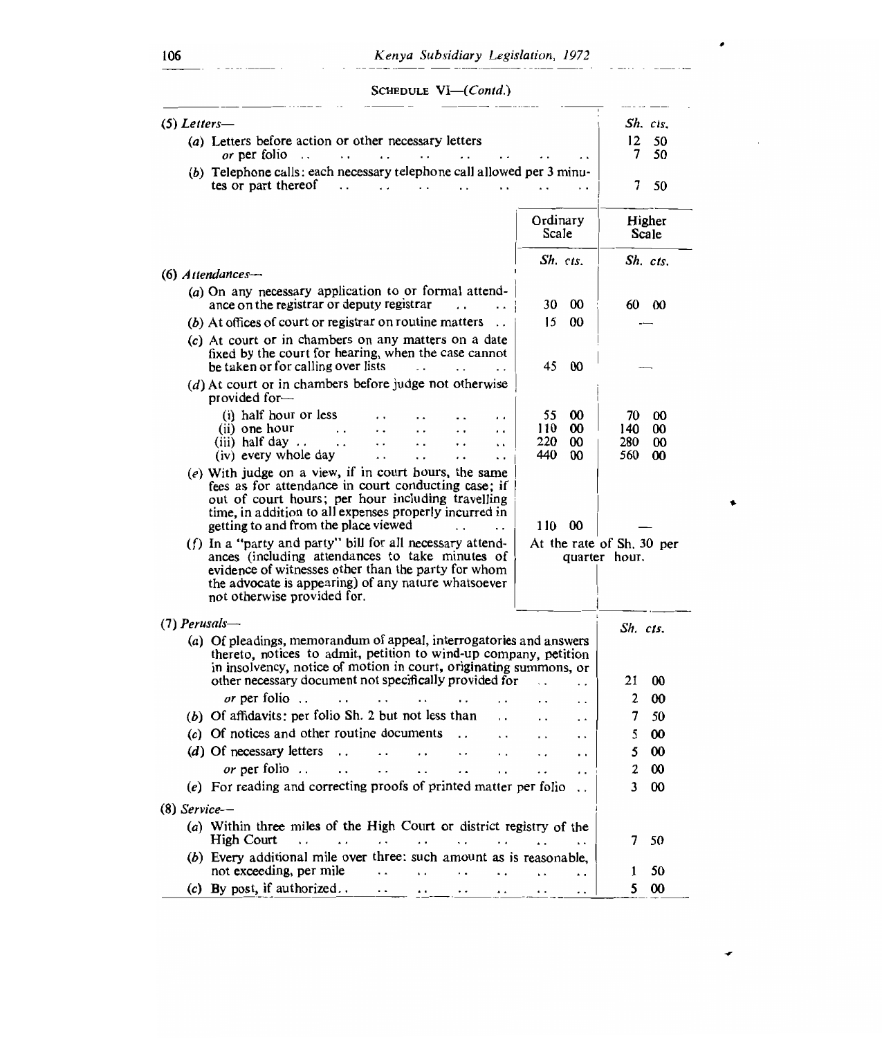SCHEDULE VI—(*Contd.*)

| | Sh. cts. |
|---|---|
| (5) *Letters*— | |
| (*a*) Letters before action or other necessary letters | 12 50 |
| *or* per folio | 7 50 |
| (*b*) Telephone calls: each necessary telephone call allowed per 3 minutes or part thereof | 7 50 |

| | Ordinary Scale | Higher Scale |
|---|---|---|
| | Sh. cts. | Sh. cts. |
| (6) *Attendances*— | | |
| (*a*) On any necessary application to or formal attendance on the registrar or deputy registrar | 30 00 | 60 00 |
| (*b*) At offices of court or registrar on routine matters | 15 00 | — |
| (*c*) At court or in chambers on any matters on a date fixed by the court for hearing, when the case cannot be taken or for calling over lists | 45 00 | — |
| (*d*) At court or in chambers before judge not otherwise provided for— | | |
| (i) half hour or less | 55 00 | 70 00 |
| (ii) one hour | 110 00 | 140 00 |
| (iii) half day | 220 00 | 280 00 |
| (iv) every whole day | 440 00 | 560 00 |
| (*e*) With judge on a view, if in court hours, the same fees as for attendance in court conducting case; if out of court hours; per hour including travelling time, in addition to all expenses properly incurred in getting to and from the place viewed | 110 00 | — |
| (*f*) In a "party and party" bill for all necessary attendances (including attendances to take minutes of evidence of witnesses other than the party for whom the advocate is appearing) of any nature whatsoever not otherwise provided for. | At the rate of Sh. 30 per quarter hour. | |

| | Sh. cts. |
|---|---|
| (7) *Perusals*— | |
| (*a*) Of pleadings, memorandum of appeal, interrogatories and answers thereto, notices to admit, petition to wind-up company, petition in insolvency, notice of motion in court, originating summons, or other necessary document not specifically provided for | 21 00 |
| *or* per folio | 2 00 |
| (*b*) Of affidavits: per folio Sh. 2 but not less than | 7 50 |
| (*c*) Of notices and other routine documents | 5 00 |
| (*d*) Of necessary letters | 5 00 |
| *or* per folio | 2 00 |
| (*e*) For reading and correcting proofs of printed matter per folio | 3 00 |
| (8) *Service*— | |
| (*a*) Within three miles of the High Court or district registry of the High Court | 7 50 |
| (*b*) Every additional mile over three: such amount as is reasonable, not exceeding, per mile | 1 50 |
| (*c*) By post, if authorized | 5 00 |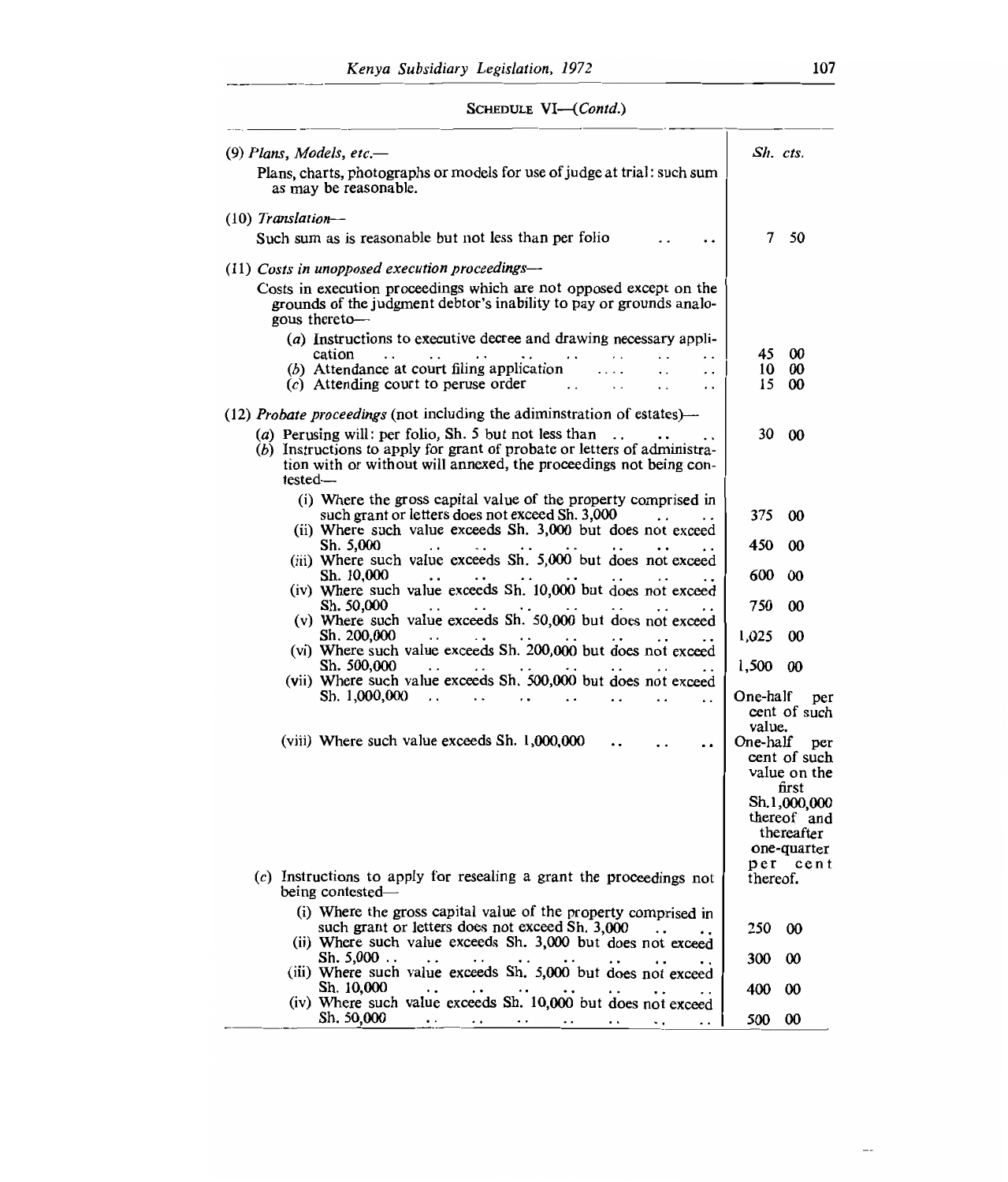SCHEDULE VI—(*Contd.*)

| | Sh. cts. |
|---|---|
| (9) *Plans, Models, etc.*— | |
| Plans, charts, photographs or models for use of judge at trial: such sum as may be reasonable. | |
| (10) *Translation*— | |
| Such sum as is reasonable but not less than per folio .. .. | 7 50 |
| (11) *Costs in unopposed execution proceedings*— | |
| Costs in execution proceedings which are not opposed except on the grounds of the judgment debtor's inability to pay or grounds analogous thereto— | |
| (*a*) Instructions to executive decree and drawing necessary application .. .. .. .. .. .. .. | 45 00 |
| (*b*) Attendance at court filing application .... .. .. | 10 00 |
| (*c*) Attending court to peruse order .. .. .. .. | 15 00 |
| (12) *Probate proceedings* (not including the adiminstration of estates)— | |
| (*a*) Perusing will: per folio, Sh. 5 but not less than .. .. .. | 30 00 |
| (*b*) Instructions to apply for grant of probate or letters of administration with or without will annexed, the proceedings not being contested— | |
| (i) Where the gross capital value of the property comprised in such grant or letters does not exceed Sh. 3,000 .. .. | 375 00 |
| (ii) Where such value exceeds Sh. 3,000 but does not exceed Sh. 5,000 .. .. .. .. .. .. .. | 450 00 |
| (iii) Where such value exceeds Sh. 5,000 but does not exceed Sh. 10,000 .. .. .. .. .. .. .. | 600 00 |
| (iv) Where such value exceeds Sh. 10,000 but does not exceed Sh. 50,000 .. .. .. .. .. .. .. | 750 00 |
| (v) Where such value exceeds Sh. 50,000 but does not exceed Sh. 200,000 .. .. .. .. .. .. .. | 1,025 00 |
| (vi) Where such value exceeds Sh. 200,000 but does not exceed Sh. 500,000 .. .. .. .. .. .. .. | 1,500 00 |
| (vii) Where such value exceeds Sh. 500,000 but does not exceed Sh. 1,000,000 .. .. .. .. .. .. .. | One-half per cent of such value. |
| (viii) Where such value exceeds Sh. 1,000,000 .. .. .. | One-half per cent of such value on the first Sh.1,000,000 thereof and thereafter one-quarter per cent thereof. |
| (*c*) Instructions to apply for resealing a grant the proceedings not being contested— | |
| (i) Where the gross capital value of the property comprised in such grant or letters does not exceed Sh. 3,000 .. .. | 250 00 |
| (ii) Where such value exceeds Sh. 3,000 but does not exceed Sh. 5,000 .. .. .. .. .. .. .. .. | 300 00 |
| (iii) Where such value exceeds Sh. 5,000 but does not exceed Sh. 10,000 .. .. .. .. .. .. .. | 400 00 |
| (iv) Where such value exceeds Sh. 10,000 but does not exceed Sh. 50,000 .. .. .. .. .. .. .. | 500 00 |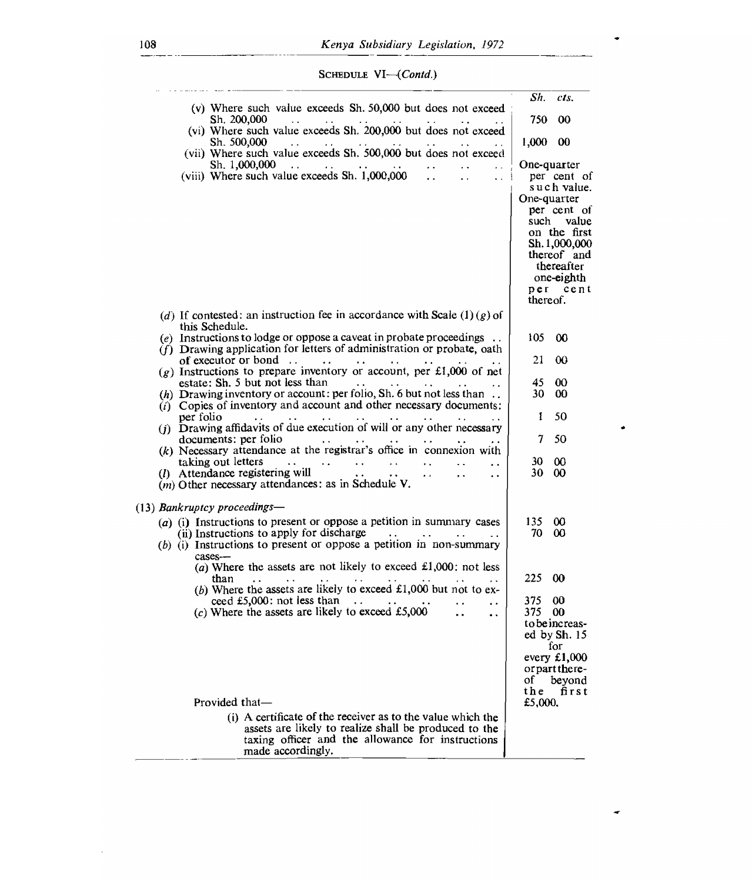SCHEDULE VI—(Contd.)

| | Sh. cts. |
|---|---|
| (v) Where such value exceeds Sh. 50,000 but does not exceed Sh. 200,000 | 750 00 |
| (vi) Where such value exceeds Sh. 200,000 but does not exceed Sh. 500,000 | 1,000 00 |
| (vii) Where such value exceeds Sh. 500,000 but does not exceed Sh. 1,000,000 | One-quarter per cent of such value. |
| (viii) Where such value exceeds Sh. 1,000,000 | One-quarter per cent of such value on the first Sh. 1,000,000 thereof and thereafter one-eighth per cent thereof. |
| (d) If contested: an instruction fee in accordance with Scale (1) (g) of this Schedule. | |
| (e) Instructions to lodge or oppose a caveat in probate proceedings | 105 00 |
| (f) Drawing application for letters of administration or probate, oath of executor or bond | 21 00 |
| (g) Instructions to prepare inventory or account, per £1,000 of net estate: Sh. 5 but not less than | 45 00 |
| (h) Drawing inventory or account: per folio, Sh. 6 but not less than | 30 00 |
| (i) Copies of inventory and account and other necessary documents: per folio | 1 50 |
| (j) Drawing affidavits of due execution of will or any other necessary documents: per folio | 7 50 |
| (k) Necessary attendance at the registrar's office in connexion with taking out letters | 30 00 |
| (l) Attendance registering will | 30 00 |
| (m) Other necessary attendances: as in Schedule V. | |
| (13) *Bankruptcy proceedings*— | |
| (a) (i) Instructions to present or oppose a petition in summary cases | 135 00 |
| (ii) Instructions to apply for discharge | 70 00 |
| (b) (i) Instructions to present or oppose a petition in non-summary cases— | |
| (a) Where the assets are not likely to exceed £1,000: not less than | 225 00 |
| (b) Where the assets are likely to exceed £1,000 but not to exceed £5,000: not less than | 375 00 |
| (c) Where the assets are likely to exceed £5,000 | 375 00 to be increased by Sh. 15 for every £1,000 or part thereof beyond the first £5,000. |
| Provided that— | |
| (i) A certificate of the receiver as to the value which the assets are likely to realize shall be produced to the taxing officer and the allowance for instructions made accordingly. | |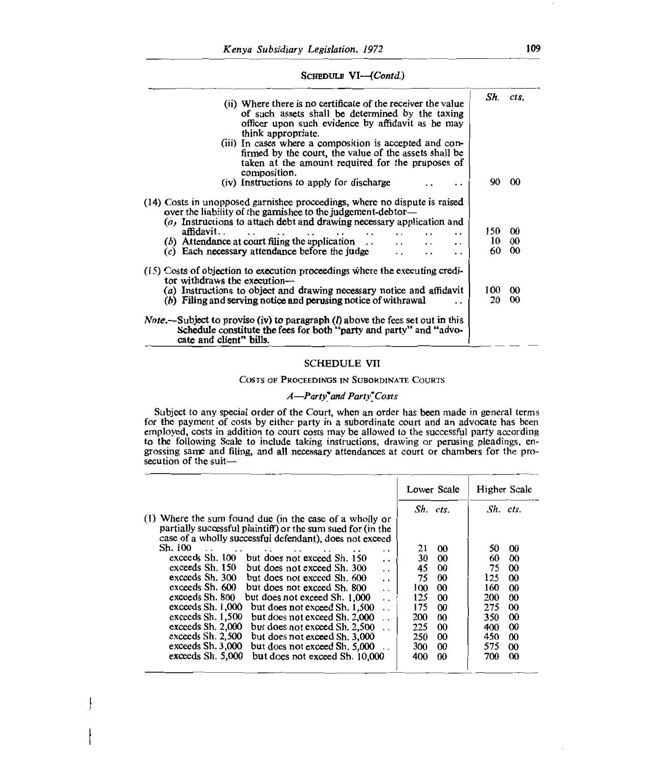SCHEDULE VI—*(Contd.)*

| | Sh. | cts. |
|---|---|---|
| (ii) Where there is no certificate of the receiver the value of such assets shall be determined by the taxing officer upon such evidence by affidavit as he may think appropriate. | | |
| (iii) In cases where a composition is accepted and confirmed by the court, the value of the assets shall be taken at the amount required for the pruposes of composition. | | |
| (iv) Instructions to apply for discharge | 90 | 00 |
| (14) Costs in unopposed garnishee proceedings, where no dispute is raised over the liability of the garnishee to the judgement-debtor— | | |
| (a) Instructions to attach debt and drawing necessary application and affidavit | 150 | 00 |
| (b) Attendance at court filing the application | 10 | 00 |
| (c) Each necessary attendance before the judge | 60 | 00 |
| (15) Costs of objection to execution proceedings where the executing creditor withdraws the execution— | | |
| (a) Instructions to object and drawing necessary notice and affidavit | 100 | 00 |
| (b) Filing and serving notice and perusing notice of withdrawal | 20 | 00 |
| *Note.*—Subject to proviso (iv) to paragraph (*l*) above the fees set out in this Schedule constitute the fees for both "party and party" and "advocate and client" bills. | | |

## SCHEDULE VII

### COSTS OF PROCEEDINGS IN SUBORDINATE COURTS

#### *A—Party and Party Costs*

Subject to any special order of the Court, when an order has been made in general terms for the payment of costs by either party in a subordinate court and an advocate has been employed, costs in addition to court costs may be allowed to the successful party according to the following Scale to include taking instructions, drawing or perusing pleadings, engrossing same and filing, and all necessary attendances at court or chambers for the prosecution of the suit—

| | Lower Scale | | Higher Scale | |
|---|---|---|---|---|
| | Sh. | cts. | Sh. | cts. |
| (1) Where the sum found due (in the case of a wholly or partially successful plaintiff) or the sum sued for (in the case of a wholly successful defendant), does not exceed Sh. 100 | 21 | 00 | 50 | 00 |
| exceeds Sh. 100 but does not exceed Sh. 150 | 30 | 00 | 60 | 00 |
| exceeds Sh. 150 but does not exceed Sh. 300 | 45 | 00 | 75 | 00 |
| exceeds Sh. 300 but does not exceed Sh. 600 | 75 | 00 | 125 | 00 |
| exceeds Sh. 600 but does not exceed Sh. 800 | 100 | 00 | 160 | 00 |
| exceeds Sh. 800 but does not exceed Sh. 1,000 | 125 | 00 | 200 | 00 |
| exceeds Sh. 1,000 but does not exceed Sh. 1,500 | 175 | 00 | 275 | 00 |
| exceeds Sh. 1,500 but does not exceed Sh. 2,000 | 200 | 00 | 350 | 00 |
| exceeds Sh. 2,000 but does not exceed Sh. 2,500 | 225 | 00 | 400 | 00 |
| exceeds Sh. 2,500 but does not exceed Sh. 3,000 | 250 | 00 | 450 | 00 |
| exceeds Sh. 3,000 but does not exceed Sh. 5,000 | 300 | 00 | 575 | 00 |
| exceeds Sh. 5,000 but does not exceed Sh. 10,000 | 400 | 00 | 700 | 00 |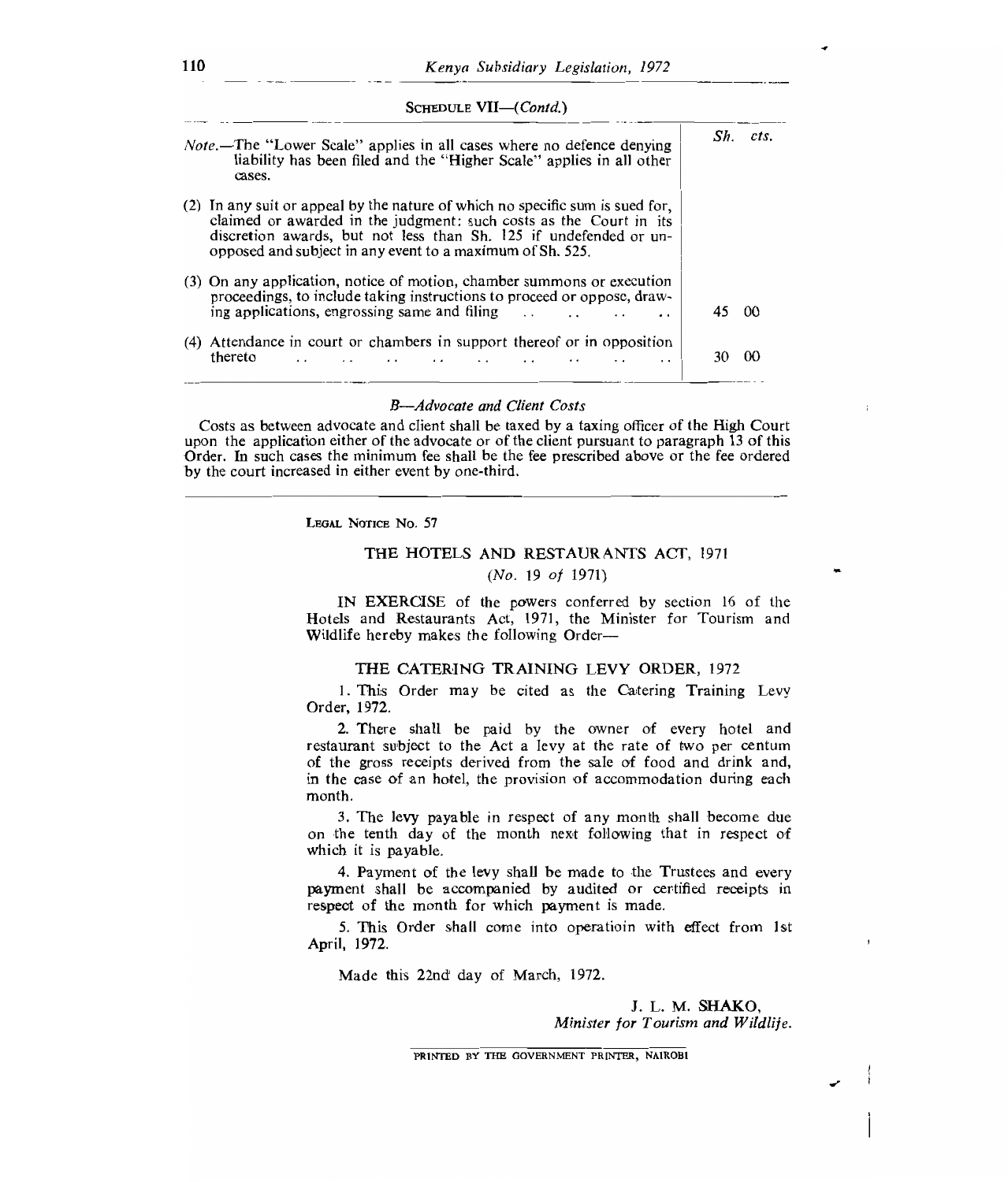SCHEDULE VII—(*Contd.*)

| | Sh. cts. |
|---|---|
| *Note.*—The "Lower Scale" applies in all cases where no defence denying liability has been filed and the "Higher Scale" applies in all other cases. | |
| (2) In any suit or appeal by the nature of which no specific sum is sued for, claimed or awarded in the judgment: such costs as the Court in its discretion awards, but not less than Sh. 125 if undefended or unopposed and subject in any event to a maximum of Sh. 525. | |
| (3) On any application, notice of motion, chamber summons or execution proceedings, to include taking instructions to proceed or oppose, drawing applications, engrossing same and filing .. .. .. .. | 45 00 |
| (4) Attendance in court or chambers in support thereof or in opposition thereto .. .. .. .. .. .. .. .. .. | 30 00 |

*B—Advocate and Client Costs*

Costs as between advocate and client shall be taxed by a taxing officer of the High Court upon the application either of the advocate or of the client pursuant to paragraph 13 of this Order. In such cases the minimum fee shall be the fee prescribed above or the fee ordered by the court increased in either event by one-third.

LEGAL NOTICE No. 57

## THE HOTELS AND RESTAURANTS ACT, 1971

*(No. 19 of 1971)*

IN EXERCISE of the powers conferred by section 16 of the Hotels and Restaurants Act, 1971, the Minister for Tourism and Wildlife hereby makes the following Order—

### THE CATERING TRAINING LEVY ORDER, 1972

1. This Order may be cited as the Catering Training Levy Order, 1972.

2. There shall be paid by the owner of every hotel and restaurant subject to the Act a levy at the rate of two per centum of the gross receipts derived from the sale of food and drink and, in the case of an hotel, the provision of accommodation during each month.

3. The levy payable in respect of any month shall become due on the tenth day of the month next following that in respect of which it is payable.

4. Payment of the levy shall be made to the Trustees and every payment shall be accompanied by audited or certified receipts in respect of the month for which payment is made.

5. This Order shall come into operatioin with effect from 1st April, 1972.

Made this 22nd day of March, 1972.

J. L. M. SHAKO,
*Minister for Tourism and Wildlife.*

PRINTED BY THE GOVERNMENT PRINTER, NAIROBI